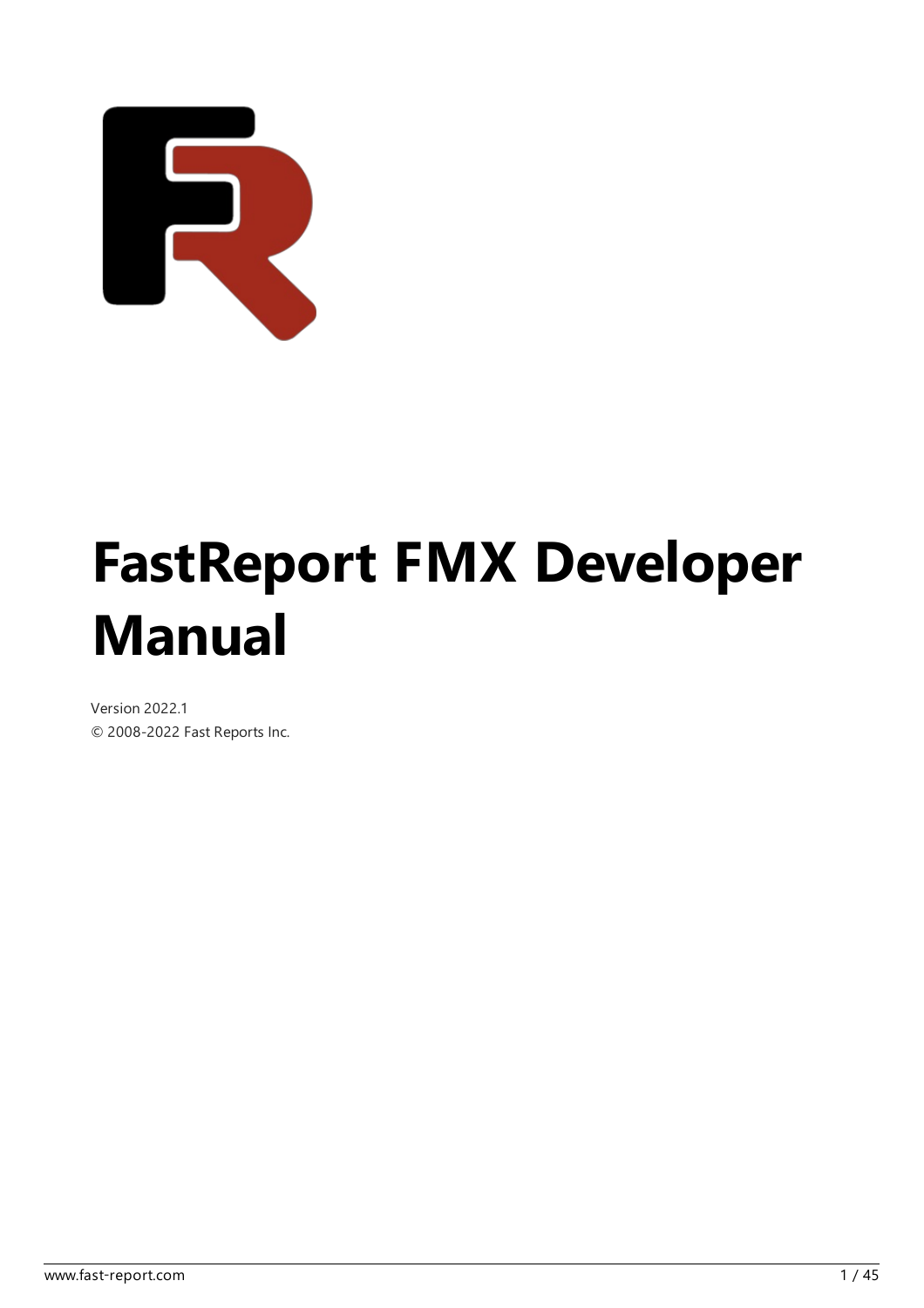# FastReport FMX Developer Manual

Version 2022.1

© 2008-2022 Fast Reports Inc.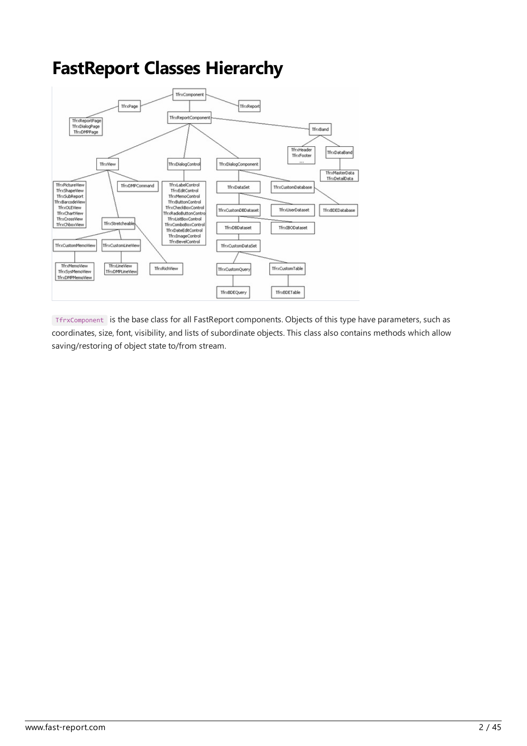# FastReport Classes Hierarchy

`TfrxComponent` is the base class for all FastReport components. Objects of this type have parameters, such as coordinates, size, font, visibility, and lists of subordinate objects. This class also contains methods which allow saving/restoring of object state to/from stream.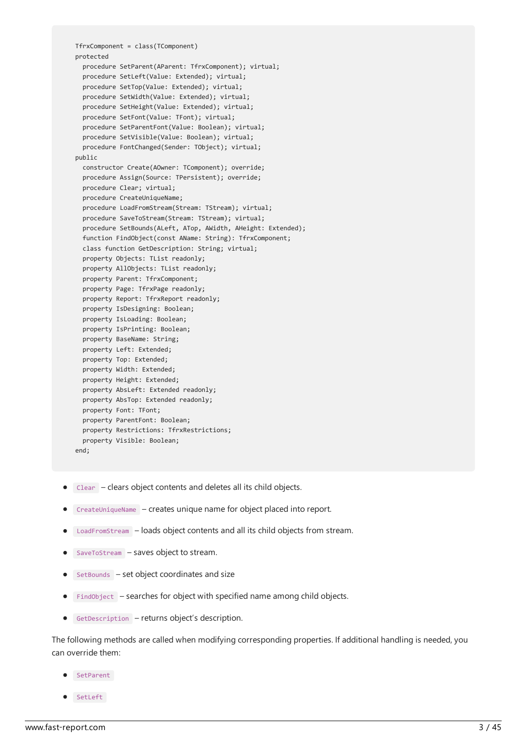```
TfrxComponent = class(TComponent)
protected
  procedure SetParent(AParent: TfrxComponent); virtual;
  procedure SetLeft(Value: Extended); virtual;
  procedure SetTop(Value: Extended); virtual;
  procedure SetWidth(Value: Extended); virtual;
  procedure SetHeight(Value: Extended); virtual;
  procedure SetFont(Value: TFont); virtual;
  procedure SetParentFont(Value: Boolean); virtual;
  procedure SetVisible(Value: Boolean); virtual;
  procedure FontChanged(Sender: TObject); virtual;
public
  constructor Create(AOwner: TComponent); override;
  procedure Assign(Source: TPersistent); override;
  procedure Clear; virtual;
  procedure CreateUniqueName;
  procedure LoadFromStream(Stream: TStream); virtual;
  procedure SaveToStream(Stream: TStream); virtual;
  procedure SetBounds(ALeft, ATop, AWidth, AHeight: Extended);
  function FindObject(const AName: String): TfrxComponent;
  class function GetDescription: String; virtual;
  property Objects: TList readonly;
  property AllObjects: TList readonly;
  property Parent: TfrxComponent;
  property Page: TfrxPage readonly;
  property Report: TfrxReport readonly;
  property IsDesigning: Boolean;
  property IsLoading: Boolean;
  property IsPrinting: Boolean;
  property BaseName: String;
  property Left: Extended;
  property Top: Extended;
  property Width: Extended;
  property Height: Extended;
  property AbsLeft: Extended readonly;
  property AbsTop: Extended readonly;
  property Font: TFont;
  property ParentFont: Boolean;
  property Restrictions: TfrxRestrictions;
  property Visible: Boolean;
end;
```

- `Clear` – clears object contents and deletes all its child objects.
- `CreateUniqueName` – creates unique name for object placed into report.
- `LoadFromStream` – loads object contents and all its child objects from stream.
- `SaveToStream` – saves object to stream.
- `SetBounds` – set object coordinates and size
- `FindObject` – searches for object with specified name among child objects.
- `GetDescription` – returns object's description.

The following methods are called when modifying corresponding properties. If additional handling is needed, you can override them:

- `SetParent`
- `SetLeft`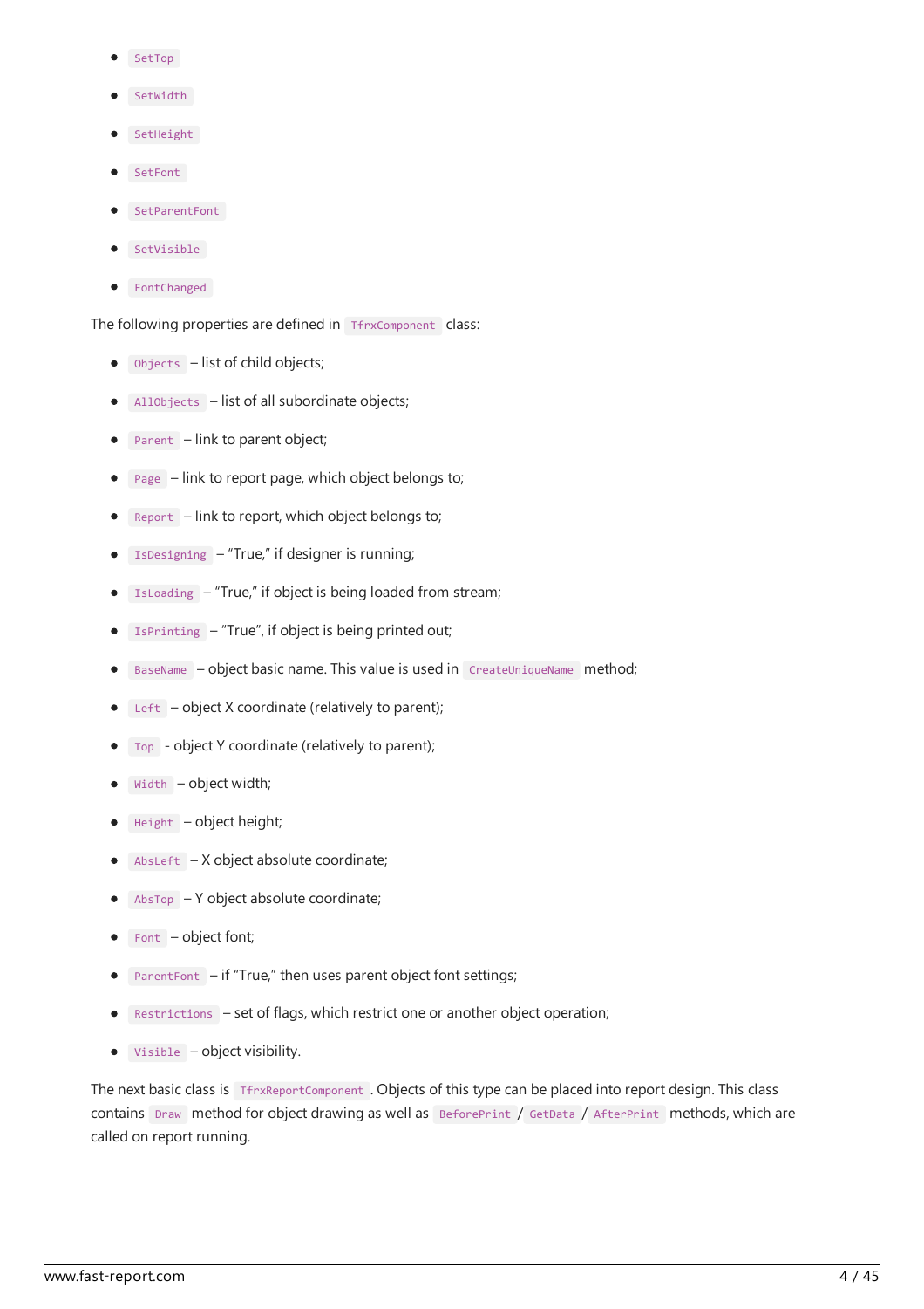- `SetTop`
- `SetWidth`
- `SetHeight`
- `SetFont`
- `SetParentFont`
- `SetVisible`
- `FontChanged`

The following properties are defined in `TfrxComponent` class:

- `Objects` – list of child objects;
- `AllObjects` – list of all subordinate objects;
- `Parent` – link to parent object;
- `Page` – link to report page, which object belongs to;
- `Report` – link to report, which object belongs to;
- `IsDesigning` – "True," if designer is running;
- `IsLoading` – "True," if object is being loaded from stream;
- `IsPrinting` – "True", if object is being printed out;
- `BaseName` – object basic name. This value is used in `CreateUniqueName` method;
- `Left` – object X coordinate (relatively to parent);
- `Top` - object Y coordinate (relatively to parent);
- `Width` – object width;
- `Height` – object height;
- `AbsLeft` – X object absolute coordinate;
- `AbsTop` – Y object absolute coordinate;
- `Font` – object font;
- `ParentFont` – if "True," then uses parent object font settings;
- `Restrictions` – set of flags, which restrict one or another object operation;
- `Visible` – object visibility.

The next basic class is `TfrxReportComponent`. Objects of this type can be placed into report design. This class contains `Draw` method for object drawing as well as `BeforePrint` / `GetData` / `AfterPrint` methods, which are called on report running.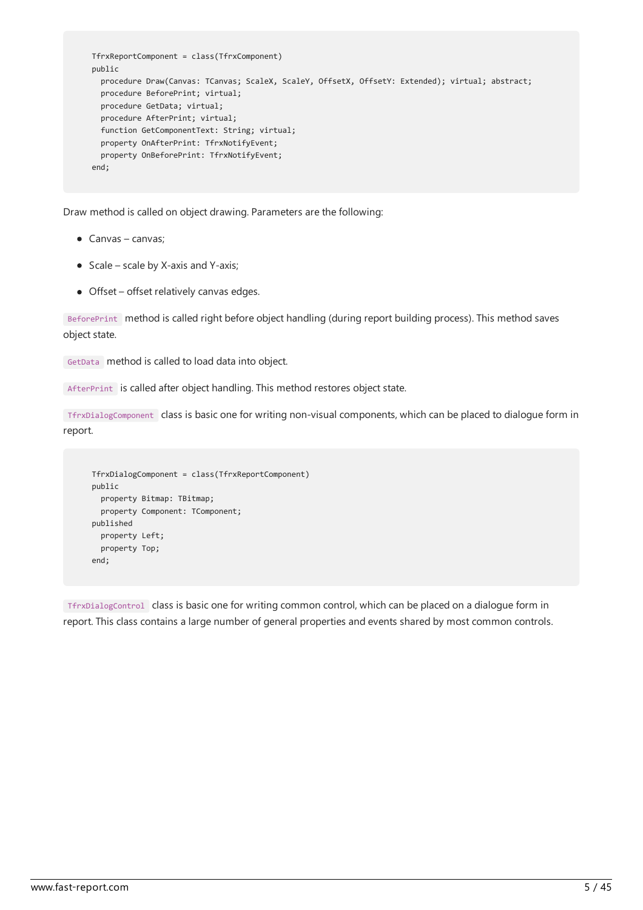```
TfrxReportComponent = class(TfrxComponent)
public
  procedure Draw(Canvas: TCanvas; ScaleX, ScaleY, OffsetX, OffsetY: Extended); virtual; abstract;
  procedure BeforePrint; virtual;
  procedure GetData; virtual;
  procedure AfterPrint; virtual;
  function GetComponentText: String; virtual;
  property OnAfterPrint: TfrxNotifyEvent;
  property OnBeforePrint: TfrxNotifyEvent;
end;
```

Draw method is called on object drawing. Parameters are the following:

- Canvas – canvas;
- Scale – scale by X-axis and Y-axis;
- Offset – offset relatively canvas edges.

`BeforePrint` method is called right before object handling (during report building process). This method saves object state.

`GetData` method is called to load data into object.

`AfterPrint` is called after object handling. This method restores object state.

`TfrxDialogComponent` class is basic one for writing non-visual components, which can be placed to dialogue form in report.

```
TfrxDialogComponent = class(TfrxReportComponent)
public
  property Bitmap: TBitmap;
  property Component: TComponent;
published
  property Left;
  property Top;
end;
```

`TfrxDialogControl` class is basic one for writing common control, which can be placed on a dialogue form in report. This class contains a large number of general properties and events shared by most common controls.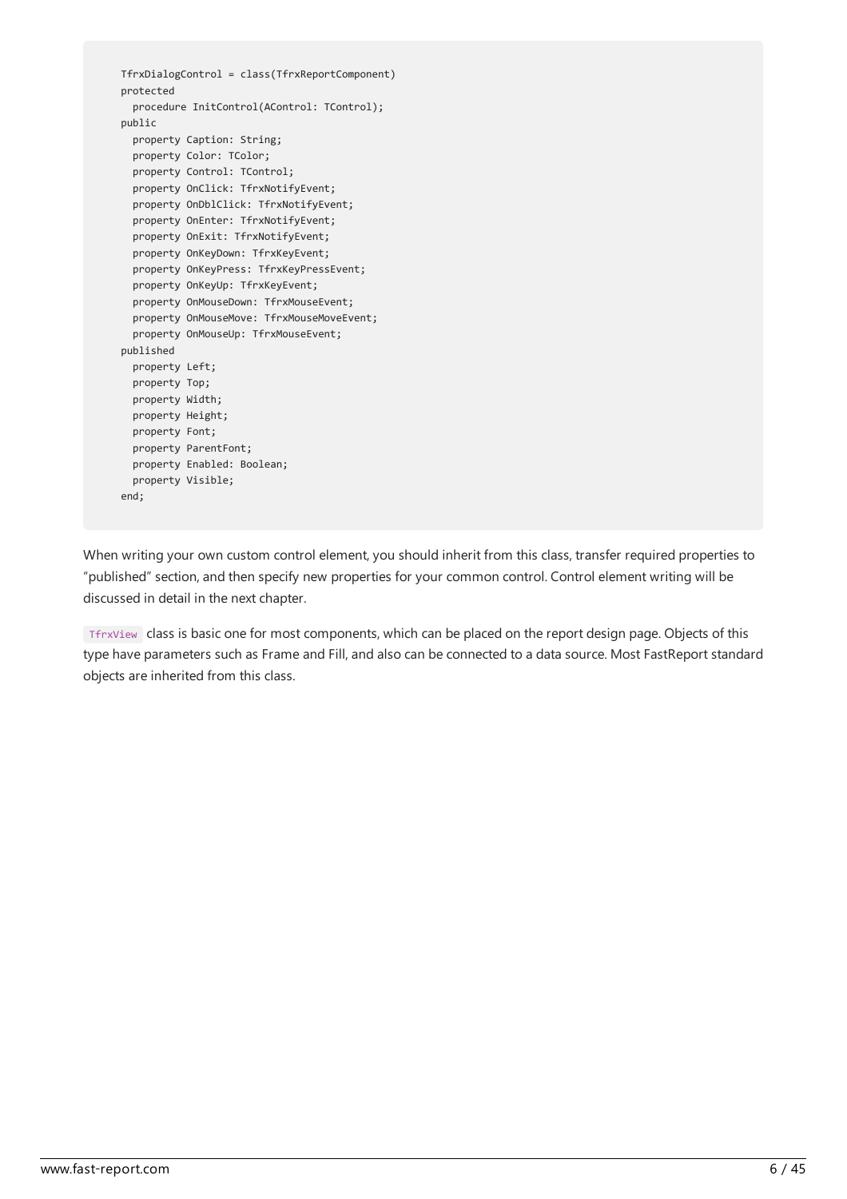```
TfrxDialogControl = class(TfrxReportComponent)
protected
  procedure InitControl(AControl: TControl);
public
  property Caption: String;
  property Color: TColor;
  property Control: TControl;
  property OnClick: TfrxNotifyEvent;
  property OnDblClick: TfrxNotifyEvent;
  property OnEnter: TfrxNotifyEvent;
  property OnExit: TfrxNotifyEvent;
  property OnKeyDown: TfrxKeyEvent;
  property OnKeyPress: TfrxKeyPressEvent;
  property OnKeyUp: TfrxKeyEvent;
  property OnMouseDown: TfrxMouseEvent;
  property OnMouseMove: TfrxMouseMoveEvent;
  property OnMouseUp: TfrxMouseEvent;
published
  property Left;
  property Top;
  property Width;
  property Height;
  property Font;
  property ParentFont;
  property Enabled: Boolean;
  property Visible;
end;
```

When writing your own custom control element, you should inherit from this class, transfer required properties to "published" section, and then specify new properties for your common control. Control element writing will be discussed in detail in the next chapter.

`TfrxView` class is basic one for most components, which can be placed on the report design page. Objects of this type have parameters such as Frame and Fill, and also can be connected to a data source. Most FastReport standard objects are inherited from this class.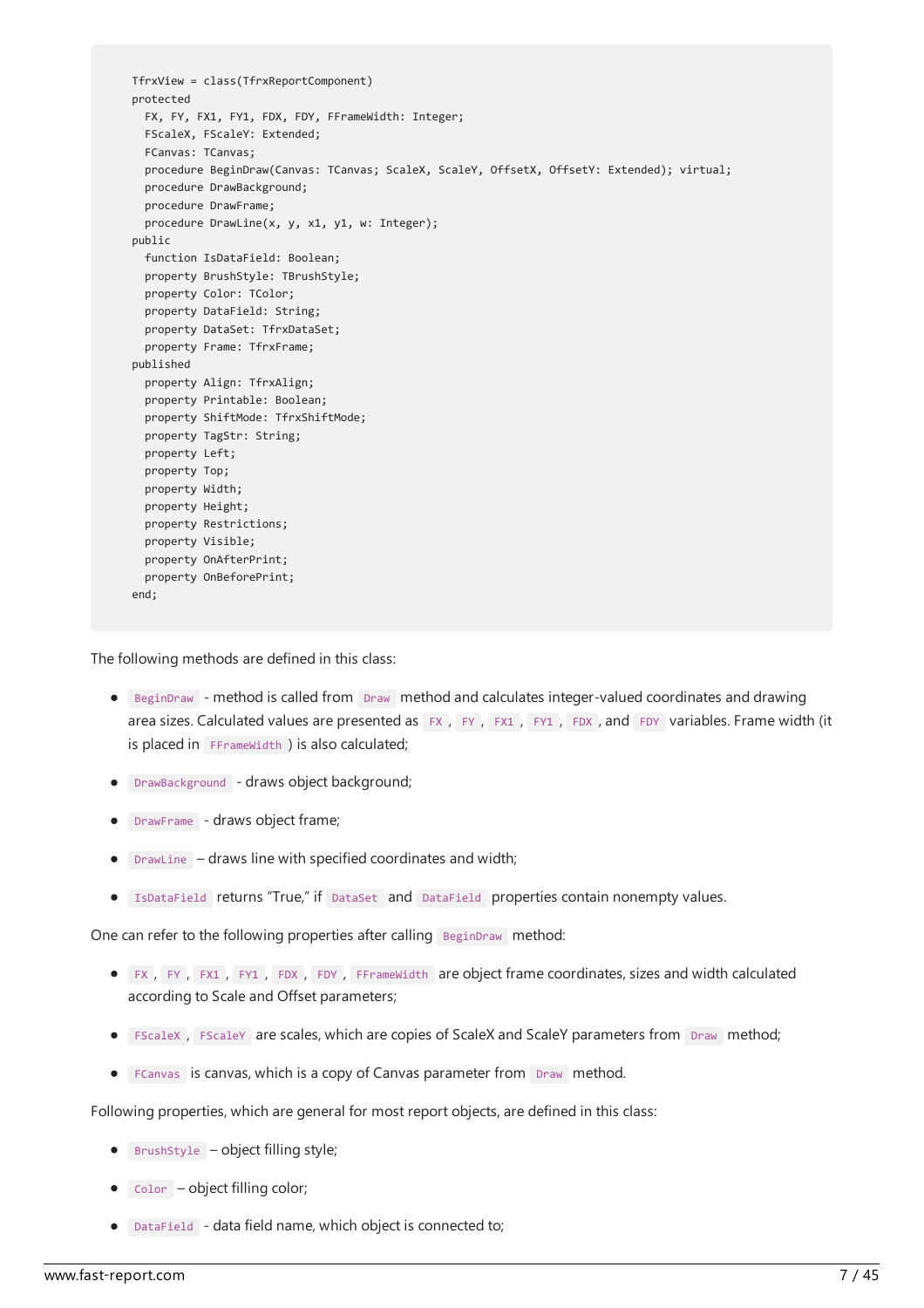```
TfrxView = class(TfrxReportComponent)
protected
  FX, FY, FX1, FY1, FDX, FDY, FFrameWidth: Integer;
  FScaleX, FScaleY: Extended;
  FCanvas: TCanvas;
  procedure BeginDraw(Canvas: TCanvas; ScaleX, ScaleY, OffsetX, OffsetY: Extended); virtual;
  procedure DrawBackground;
  procedure DrawFrame;
  procedure DrawLine(x, y, x1, y1, w: Integer);
public
  function IsDataField: Boolean;
  property BrushStyle: TBrushStyle;
  property Color: TColor;
  property DataField: String;
  property DataSet: TfrxDataSet;
  property Frame: TfrxFrame;
published
  property Align: TfrxAlign;
  property Printable: Boolean;
  property ShiftMode: TfrxShiftMode;
  property TagStr: String;
  property Left;
  property Top;
  property Width;
  property Height;
  property Restrictions;
  property Visible;
  property OnAfterPrint;
  property OnBeforePrint;
end;
```

The following methods are defined in this class:

- `BeginDraw` - method is called from `Draw` method and calculates integer-valued coordinates and drawing area sizes. Calculated values are presented as `FX`, `FY`, `FX1`, `FY1`, `FDX`, and `FDY` variables. Frame width (it is placed in `FFrameWidth`) is also calculated;
- `DrawBackground` - draws object background;
- `DrawFrame` - draws object frame;
- `DrawLine` – draws line with specified coordinates and width;
- `IsDataField` returns "True," if `DataSet` and `DataField` properties contain nonempty values.

One can refer to the following properties after calling `BeginDraw` method:

- `FX`, `FY`, `FX1`, `FY1`, `FDX`, `FDY`, `FFrameWidth` are object frame coordinates, sizes and width calculated according to Scale and Offset parameters;
- `FScaleX`, `FScaleY` are scales, which are copies of ScaleX and ScaleY parameters from `Draw` method;
- `FCanvas` is canvas, which is a copy of Canvas parameter from `Draw` method.

Following properties, which are general for most report objects, are defined in this class:

- `BrushStyle` – object filling style;
- `Color` – object filling color;
- `DataField` - data field name, which object is connected to;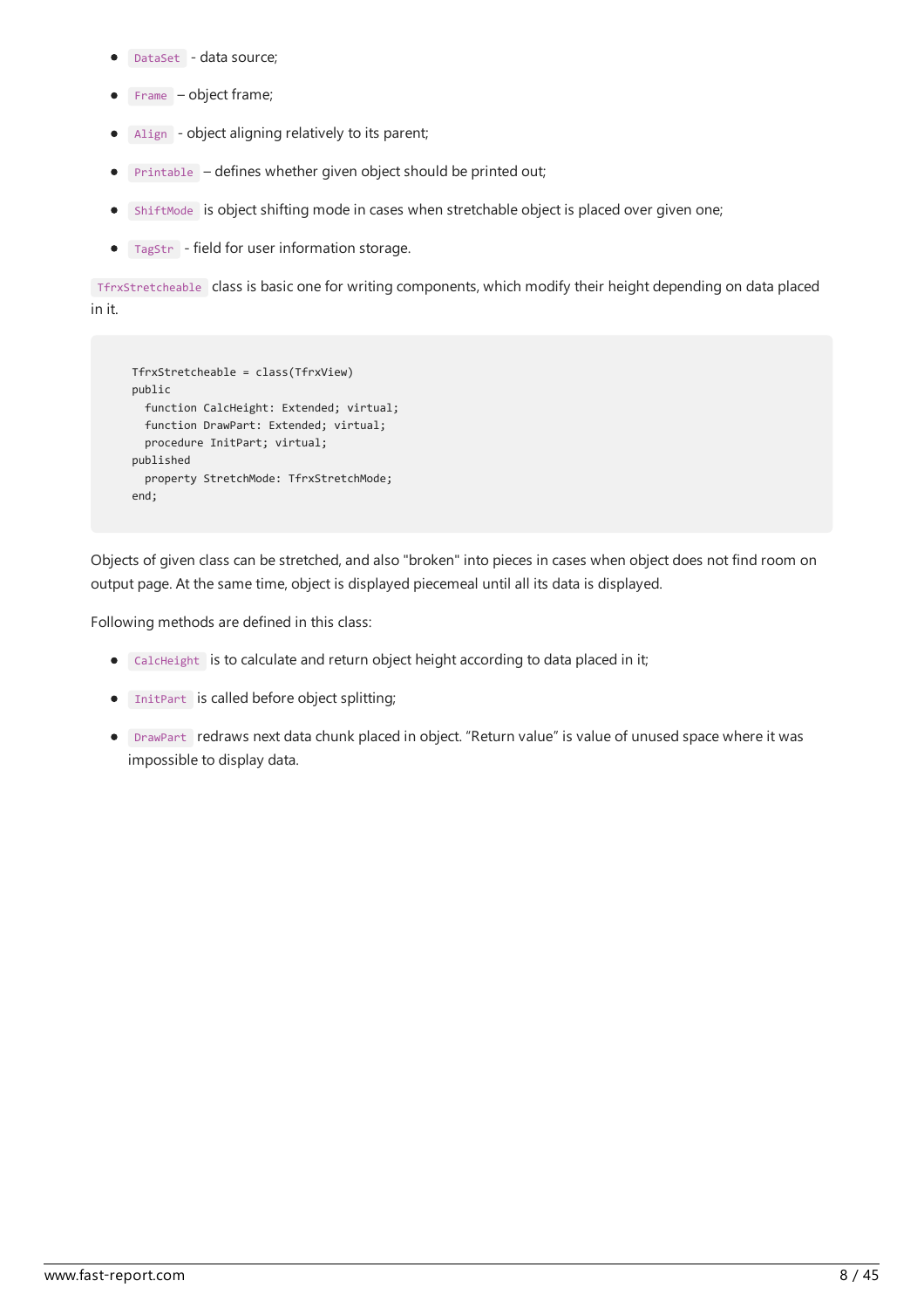- `DataSet` - data source;
- `Frame` – object frame;
- `Align` - object aligning relatively to its parent;
- `Printable` – defines whether given object should be printed out;
- `ShiftMode` is object shifting mode in cases when stretchable object is placed over given one;
- `TagStr` - field for user information storage.

`TfrxStretcheable` class is basic one for writing components, which modify their height depending on data placed in it.

```
TfrxStretcheable = class(TfrxView)
public
  function CalcHeight: Extended; virtual;
  function DrawPart: Extended; virtual;
  procedure InitPart; virtual;
published
  property StretchMode: TfrxStretchMode;
end;
```

Objects of given class can be stretched, and also "broken" into pieces in cases when object does not find room on output page. At the same time, object is displayed piecemeal until all its data is displayed.

Following methods are defined in this class:

- `CalcHeight` is to calculate and return object height according to data placed in it;
- `InitPart` is called before object splitting;
- `DrawPart` redraws next data chunk placed in object. “Return value” is value of unused space where it was impossible to display data.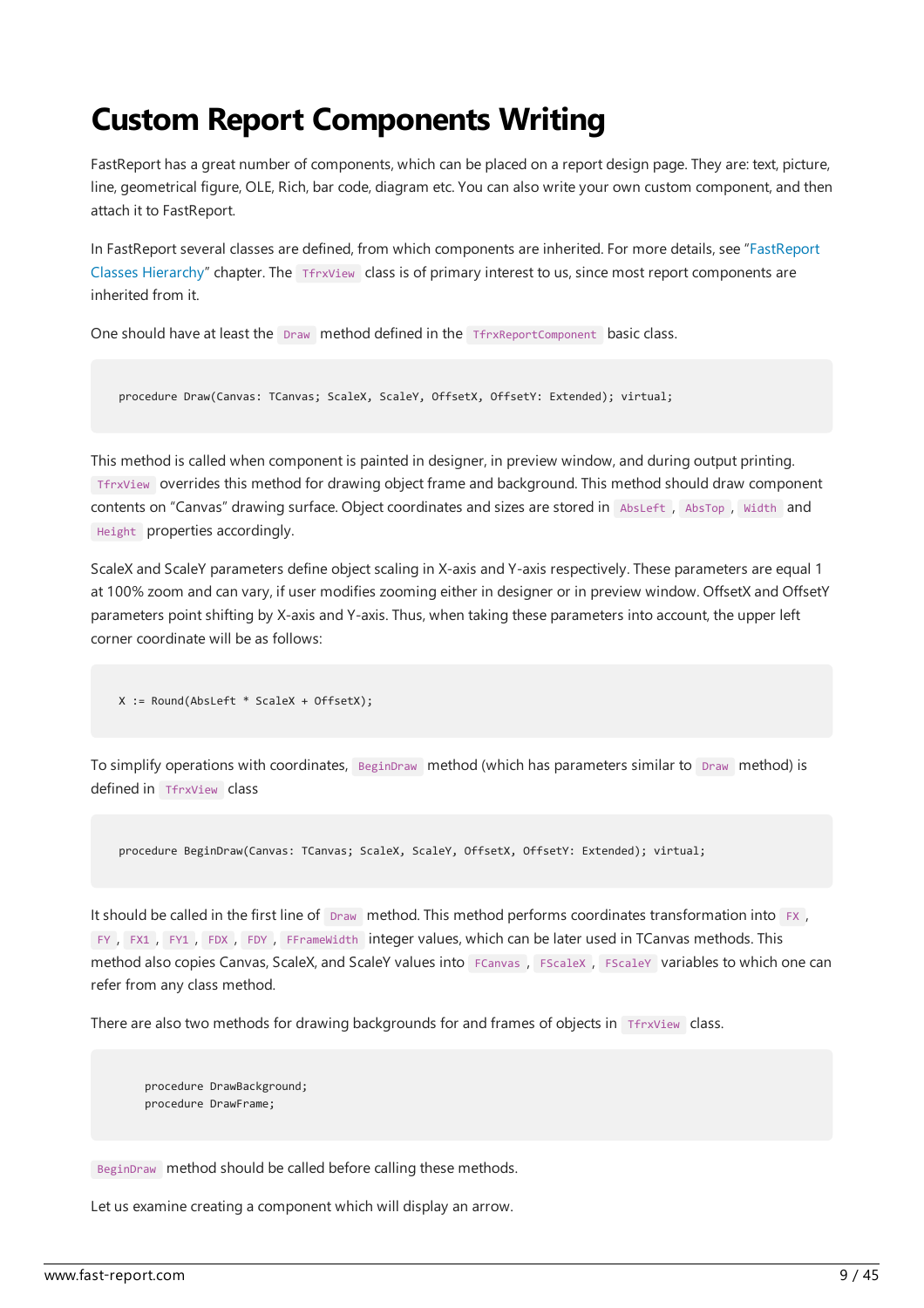# Custom Report Components Writing

FastReport has a great number of components, which can be placed on a report design page. They are: text, picture, line, geometrical figure, OLE, Rich, bar code, diagram etc. You can also write your own custom component, and then attach it to FastReport.

In FastReport several classes are defined, from which components are inherited. For more details, see "FastReport Classes Hierarchy" chapter. The `TfrxView` class is of primary interest to us, since most report components are inherited from it.

One should have at least the `Draw` method defined in the `TfrxReportComponent` basic class.

```
procedure Draw(Canvas: TCanvas; ScaleX, ScaleY, OffsetX, OffsetY: Extended); virtual;
```

This method is called when component is painted in designer, in preview window, and during output printing. `TfrxView` overrides this method for drawing object frame and background. This method should draw component contents on "Canvas" drawing surface. Object coordinates and sizes are stored in `AbsLeft`, `AbsTop`, `Width` and `Height` properties accordingly.

ScaleX and ScaleY parameters define object scaling in X-axis and Y-axis respectively. These parameters are equal 1 at 100% zoom and can vary, if user modifies zooming either in designer or in preview window. OffsetX and OffsetY parameters point shifting by X-axis and Y-axis. Thus, when taking these parameters into account, the upper left corner coordinate will be as follows:

```
X := Round(AbsLeft * ScaleX + OffsetX);
```

To simplify operations with coordinates, `BeginDraw` method (which has parameters similar to `Draw` method) is defined in `TfrxView` class

```
procedure BeginDraw(Canvas: TCanvas; ScaleX, ScaleY, OffsetX, OffsetY: Extended); virtual;
```

It should be called in the first line of `Draw` method. This method performs coordinates transformation into `FX`, `FY`, `FX1`, `FY1`, `FDX`, `FDY`, `FFrameWidth` integer values, which can be later used in TCanvas methods. This method also copies Canvas, ScaleX, and ScaleY values into `FCanvas`, `FScaleX`, `FScaleY` variables to which one can refer from any class method.

There are also two methods for drawing backgrounds for and frames of objects in `TfrxView` class.

```
    procedure DrawBackground;
    procedure DrawFrame;
```

`BeginDraw` method should be called before calling these methods.

Let us examine creating a component which will display an arrow.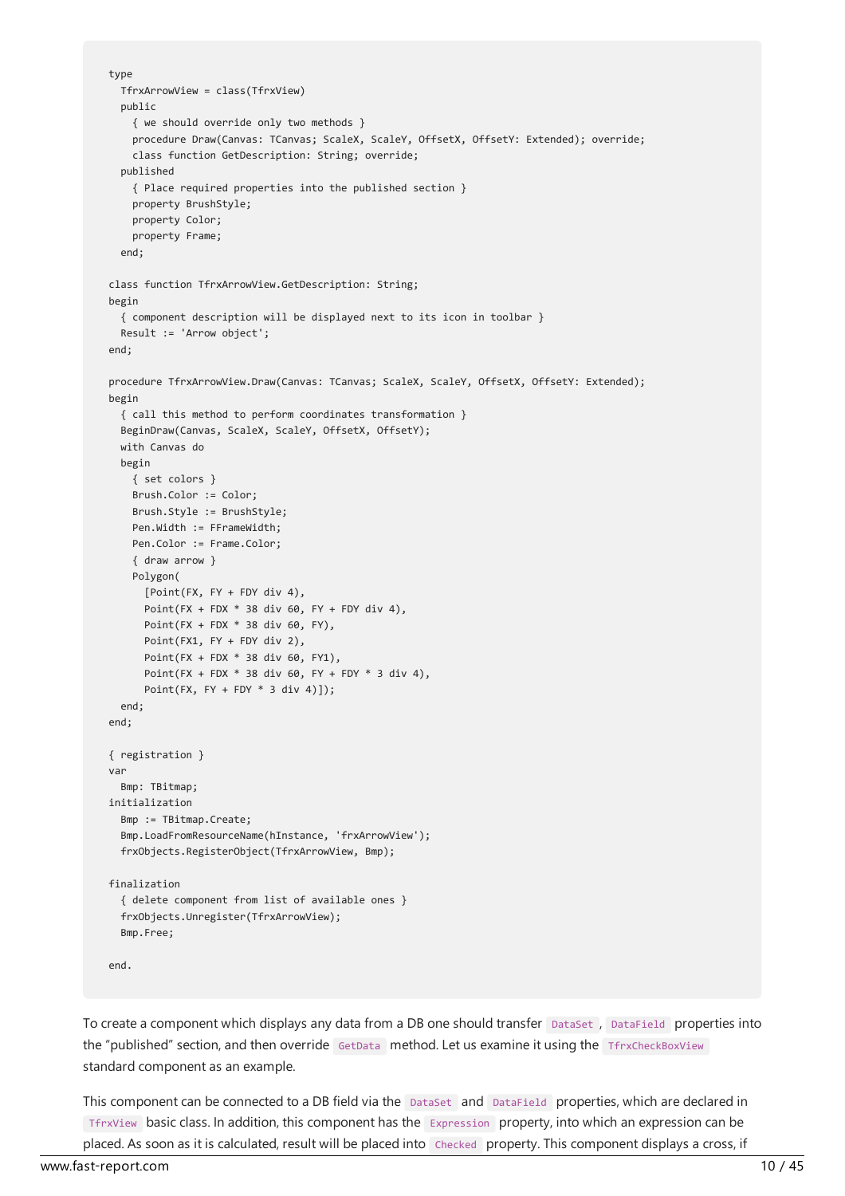```
type
  TfrxArrowView = class(TfrxView)
  public
    { we should override only two methods }
    procedure Draw(Canvas: TCanvas; ScaleX, ScaleY, OffsetX, OffsetY: Extended); override;
    class function GetDescription: String; override;
  published
    { Place required properties into the published section }
    property BrushStyle;
    property Color;
    property Frame;
  end;

class function TfrxArrowView.GetDescription: String;
begin
  { component description will be displayed next to its icon in toolbar }
  Result := 'Arrow object';
end;

procedure TfrxArrowView.Draw(Canvas: TCanvas; ScaleX, ScaleY, OffsetX, OffsetY: Extended);
begin
  { call this method to perform coordinates transformation }
  BeginDraw(Canvas, ScaleX, ScaleY, OffsetX, OffsetY);
  with Canvas do
  begin
    { set colors }
    Brush.Color := Color;
    Brush.Style := BrushStyle;
    Pen.Width := FFrameWidth;
    Pen.Color := Frame.Color;
    { draw arrow }
    Polygon(
      [Point(FX, FY + FDY div 4),
      Point(FX + FDX * 38 div 60, FY + FDY div 4),
      Point(FX + FDX * 38 div 60, FY),
      Point(FX1, FY + FDY div 2),
      Point(FX + FDX * 38 div 60, FY1),
      Point(FX + FDX * 38 div 60, FY + FDY * 3 div 4),
      Point(FX, FY + FDY * 3 div 4)]);
  end;
end;

{ registration }
var
  Bmp: TBitmap;
initialization
  Bmp := TBitmap.Create;
  Bmp.LoadFromResourceName(hInstance, 'frxArrowView');
  frxObjects.RegisterObject(TfrxArrowView, Bmp);

finalization
  { delete component from list of available ones }
  frxObjects.Unregister(TfrxArrowView);
  Bmp.Free;

end.
```

To create a component which displays any data from a DB one should transfer `DataSet`, `DataField` properties into the "published" section, and then override `GetData` method. Let us examine it using the `TfrxCheckBoxView` standard component as an example.

This component can be connected to a DB field via the `DataSet` and `DataField` properties, which are declared in `TfrxView` basic class. In addition, this component has the `Expression` property, into which an expression can be placed. As soon as it is calculated, result will be placed into `Checked` property. This component displays a cross, if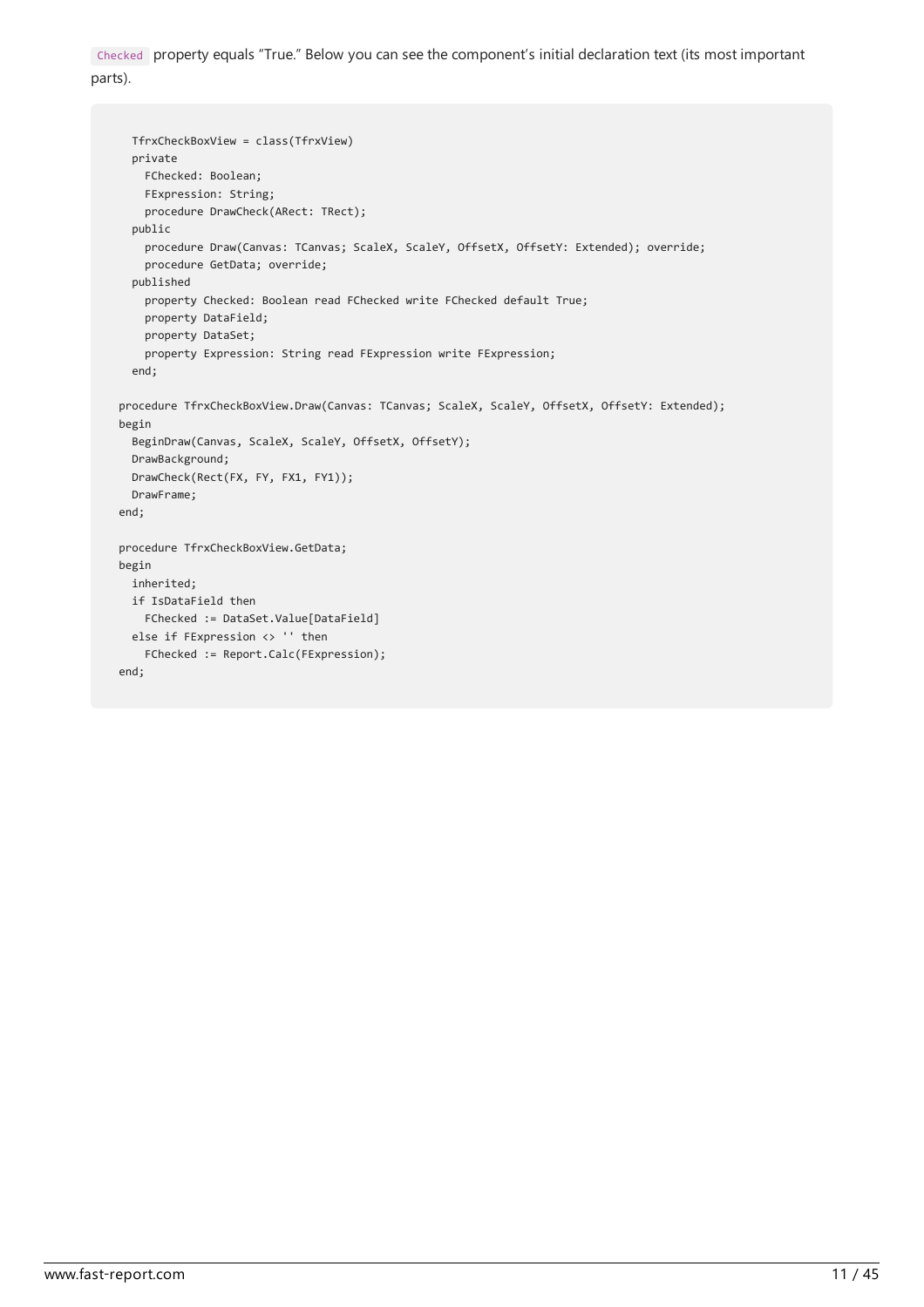`Checked` property equals “True.” Below you can see the component’s initial declaration text (its most important parts).

```
  TfrxCheckBoxView = class(TfrxView)
  private
    FChecked: Boolean;
    FExpression: String;
    procedure DrawCheck(ARect: TRect);
  public
    procedure Draw(Canvas: TCanvas; ScaleX, ScaleY, OffsetX, OffsetY: Extended); override;
    procedure GetData; override;
  published
    property Checked: Boolean read FChecked write FChecked default True;
    property DataField;
    property DataSet;
    property Expression: String read FExpression write FExpression;
  end;

procedure TfrxCheckBoxView.Draw(Canvas: TCanvas; ScaleX, ScaleY, OffsetX, OffsetY: Extended);
begin
  BeginDraw(Canvas, ScaleX, ScaleY, OffsetX, OffsetY);
  DrawBackground;
  DrawCheck(Rect(FX, FY, FX1, FY1));
  DrawFrame;
end;

procedure TfrxCheckBoxView.GetData;
begin
  inherited;
  if IsDataField then
    FChecked := DataSet.Value[DataField]
  else if FExpression <> '' then
    FChecked := Report.Calc(FExpression);
end;
```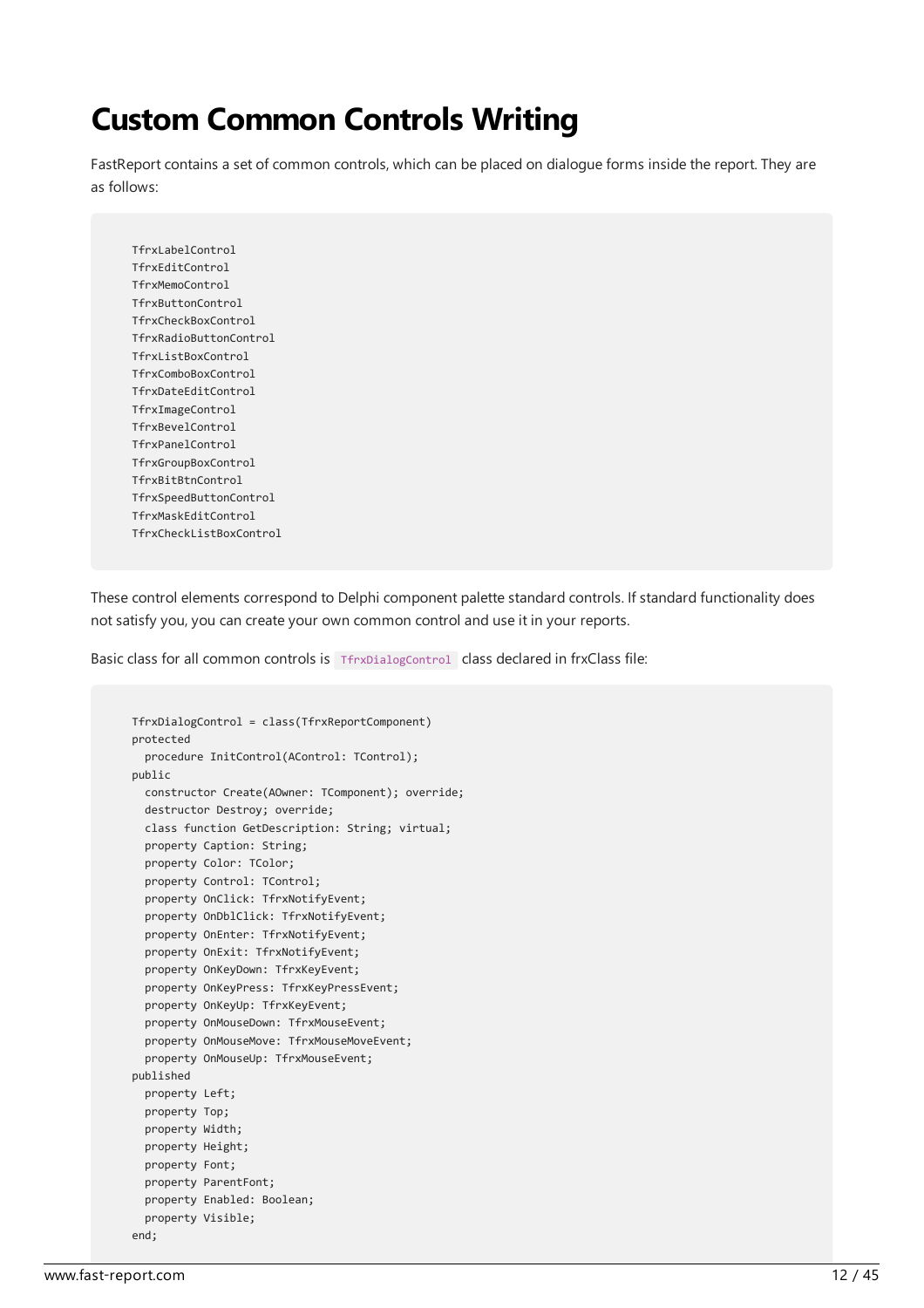# Custom Common Controls Writing

FastReport contains a set of common controls, which can be placed on dialogue forms inside the report. They are as follows:

```
TfrxLabelControl
TfrxEditControl
TfrxMemoControl
TfrxButtonControl
TfrxCheckBoxControl
TfrxRadioButtonControl
TfrxListBoxControl
TfrxComboBoxControl
TfrxDateEditControl
TfrxImageControl
TfrxBevelControl
TfrxPanelControl
TfrxGroupBoxControl
TfrxBitBtnControl
TfrxSpeedButtonControl
TfrxMaskEditControl
TfrxCheckListBoxControl
```

These control elements correspond to Delphi component palette standard controls. If standard functionality does not satisfy you, you can create your own common control and use it in your reports.

Basic class for all common controls is `TfrxDialogControl` class declared in frxClass file:

```
TfrxDialogControl = class(TfrxReportComponent)
protected
  procedure InitControl(AControl: TControl);
public
  constructor Create(AOwner: TComponent); override;
  destructor Destroy; override;
  class function GetDescription: String; virtual;
  property Caption: String;
  property Color: TColor;
  property Control: TControl;
  property OnClick: TfrxNotifyEvent;
  property OnDblClick: TfrxNotifyEvent;
  property OnEnter: TfrxNotifyEvent;
  property OnExit: TfrxNotifyEvent;
  property OnKeyDown: TfrxKeyEvent;
  property OnKeyPress: TfrxKeyPressEvent;
  property OnKeyUp: TfrxKeyEvent;
  property OnMouseDown: TfrxMouseEvent;
  property OnMouseMove: TfrxMouseMoveEvent;
  property OnMouseUp: TfrxMouseEvent;
published
  property Left;
  property Top;
  property Width;
  property Height;
  property Font;
  property ParentFont;
  property Enabled: Boolean;
  property Visible;
end;
```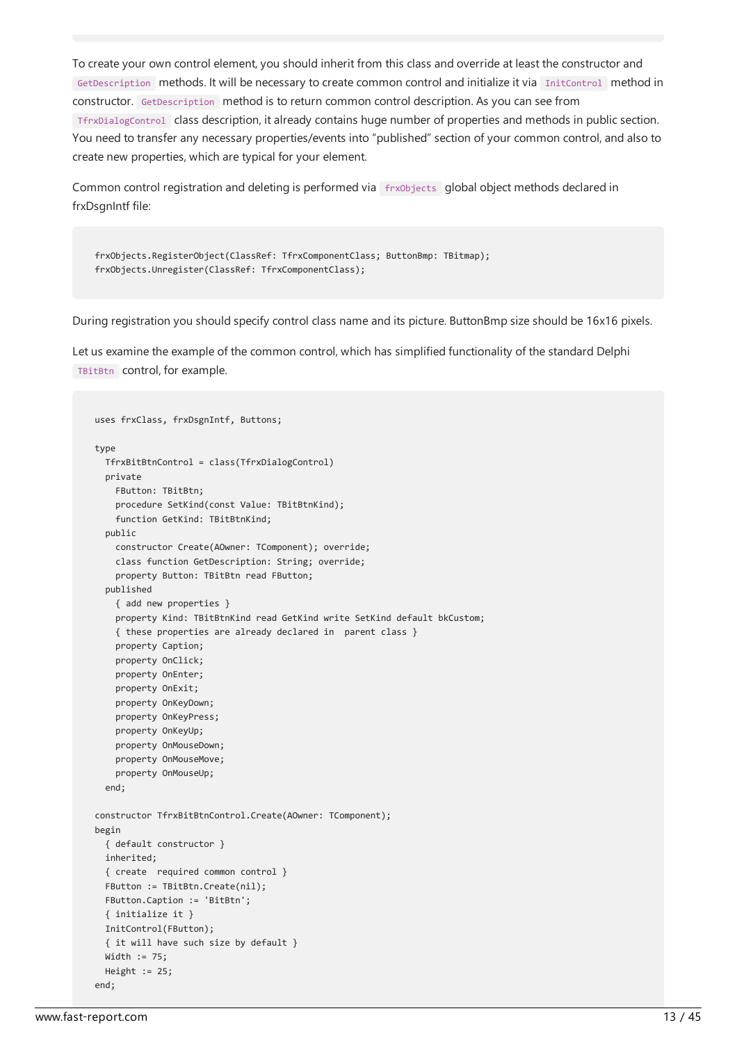To create your own control element, you should inherit from this class and override at least the constructor and `GetDescription` methods. It will be necessary to create common control and initialize it via `InitControl` method in constructor. `GetDescription` method is to return common control description. As you can see from `TfrxDialogControl` class description, it already contains huge number of properties and methods in public section. You need to transfer any necessary properties/events into "published" section of your common control, and also to create new properties, which are typical for your element.

Common control registration and deleting is performed via `frxObjects` global object methods declared in frxDsgnIntf file:

```
frxObjects.RegisterObject(ClassRef: TfrxComponentClass; ButtonBmp: TBitmap);
frxObjects.Unregister(ClassRef: TfrxComponentClass);
```

During registration you should specify control class name and its picture. ButtonBmp size should be 16x16 pixels.

Let us examine the example of the common control, which has simplified functionality of the standard Delphi `TBitBtn` control, for example.

```
uses frxClass, frxDsgnIntf, Buttons;

type
  TfrxBitBtnControl = class(TfrxDialogControl)
  private
    FButton: TBitBtn;
    procedure SetKind(const Value: TBitBtnKind);
    function GetKind: TBitBtnKind;
  public
    constructor Create(AOwner: TComponent); override;
    class function GetDescription: String; override;
    property Button: TBitBtn read FButton;
  published
    { add new properties }
    property Kind: TBitBtnKind read GetKind write SetKind default bkCustom;
    { these properties are already declared in  parent class }
    property Caption;
    property OnClick;
    property OnEnter;
    property OnExit;
    property OnKeyDown;
    property OnKeyPress;
    property OnKeyUp;
    property OnMouseDown;
    property OnMouseMove;
    property OnMouseUp;
  end;

constructor TfrxBitBtnControl.Create(AOwner: TComponent);
begin
  { default constructor }
  inherited;
  { create  required common control }
  FButton := TBitBtn.Create(nil);
  FButton.Caption := 'BitBtn';
  { initialize it }
  InitControl(FButton);
  { it will have such size by default }
  Width := 75;
  Height := 25;
end;
```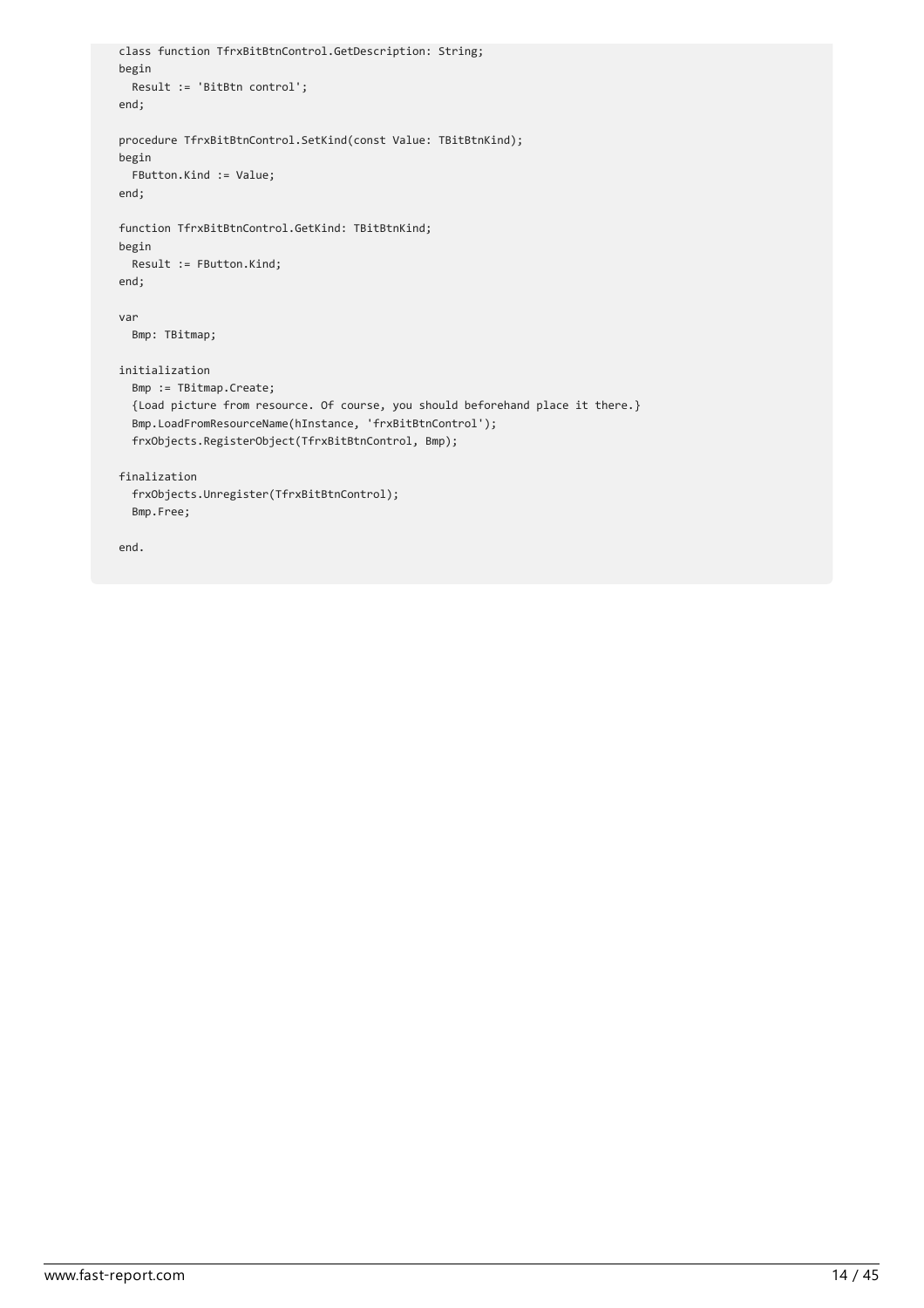```
class function TfrxBitBtnControl.GetDescription: String;
begin
  Result := 'BitBtn control';
end;

procedure TfrxBitBtnControl.SetKind(const Value: TBitBtnKind);
begin
  FButton.Kind := Value;
end;

function TfrxBitBtnControl.GetKind: TBitBtnKind;
begin
  Result := FButton.Kind;
end;

var
  Bmp: TBitmap;

initialization
  Bmp := TBitmap.Create;
  {Load picture from resource. Of course, you should beforehand place it there.}
  Bmp.LoadFromResourceName(hInstance, 'frxBitBtnControl');
  frxObjects.RegisterObject(TfrxBitBtnControl, Bmp);

finalization
  frxObjects.Unregister(TfrxBitBtnControl);
  Bmp.Free;

end.
```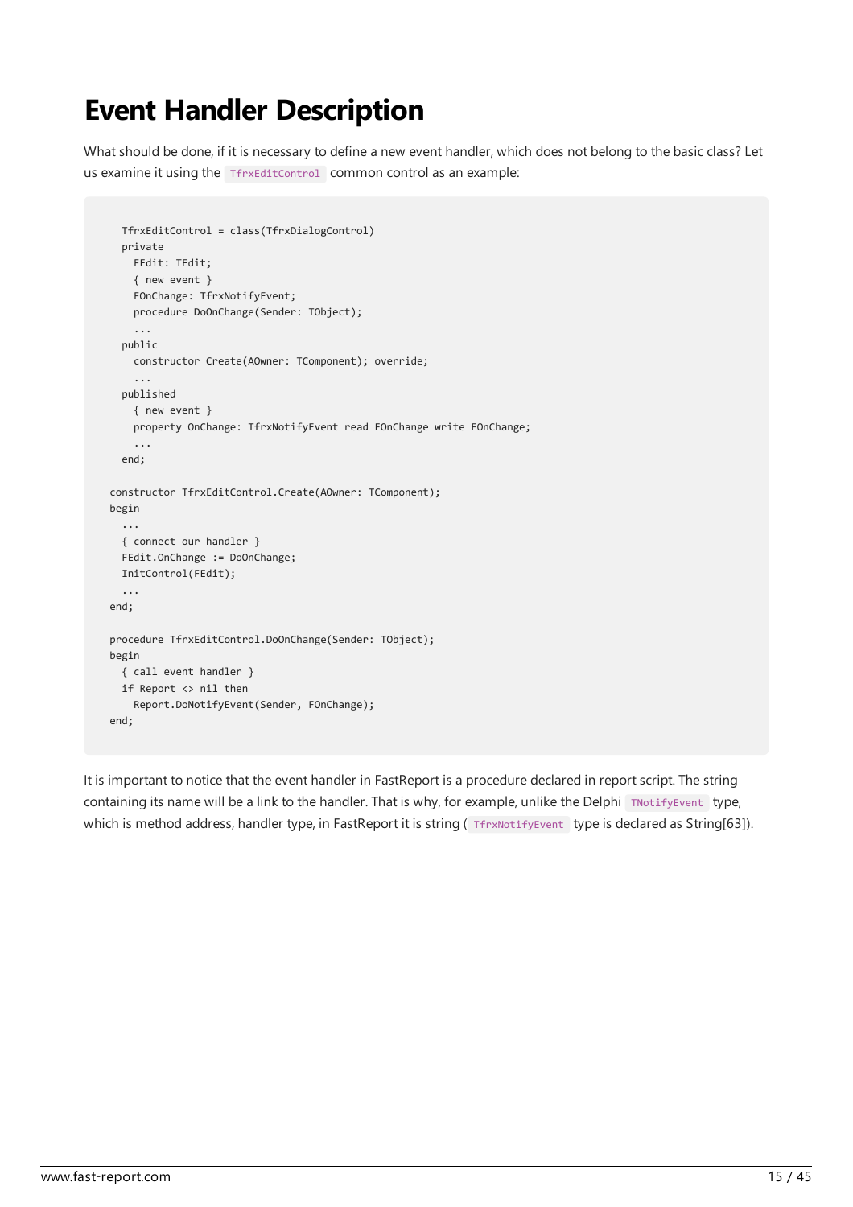# Event Handler Description

What should be done, if it is necessary to define a new event handler, which does not belong to the basic class? Let us examine it using the `TfrxEditControl` common control as an example:

```
  TfrxEditControl = class(TfrxDialogControl)
  private
    FEdit: TEdit;
    { new event }
    FOnChange: TfrxNotifyEvent;
    procedure DoOnChange(Sender: TObject);
    ...
  public
    constructor Create(AOwner: TComponent); override;
    ...
  published
    { new event }
    property OnChange: TfrxNotifyEvent read FOnChange write FOnChange;
    ...
  end;

constructor TfrxEditControl.Create(AOwner: TComponent);
begin
  ...
  { connect our handler }
  FEdit.OnChange := DoOnChange;
  InitControl(FEdit);
  ...
end;

procedure TfrxEditControl.DoOnChange(Sender: TObject);
begin
  { call event handler }
  if Report <> nil then
    Report.DoNotifyEvent(Sender, FOnChange);
end;
```

It is important to notice that the event handler in FastReport is a procedure declared in report script. The string containing its name will be a link to the handler. That is why, for example, unlike the Delphi `TNotifyEvent` type, which is method address, handler type, in FastReport it is string ( `TfrxNotifyEvent` type is declared as String[63]).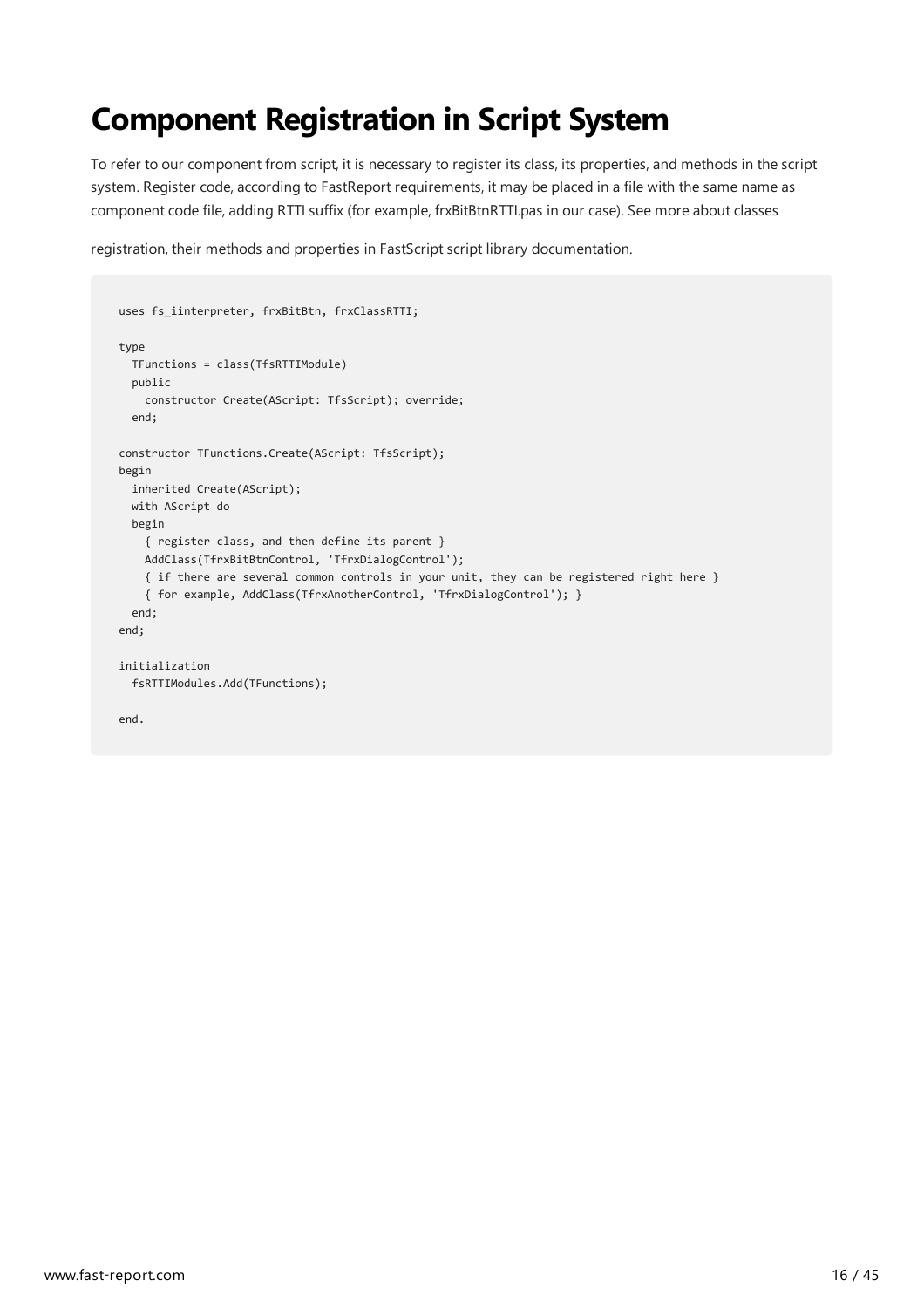# Component Registration in Script System

To refer to our component from script, it is necessary to register its class, its properties, and methods in the script system. Register code, according to FastReport requirements, it may be placed in a file with the same name as component code file, adding RTTI suffix (for example, frxBitBtnRTTI.pas in our case). See more about classes

registration, their methods and properties in FastScript script library documentation.

```
uses fs_iinterpreter, frxBitBtn, frxClassRTTI;

type
  TFunctions = class(TfsRTTIModule)
  public
    constructor Create(AScript: TfsScript); override;
  end;

constructor TFunctions.Create(AScript: TfsScript);
begin
  inherited Create(AScript);
  with AScript do
  begin
    { register class, and then define its parent }
    AddClass(TfrxBitBtnControl, 'TfrxDialogControl');
    { if there are several common controls in your unit, they can be registered right here }
    { for example, AddClass(TfrxAnotherControl, 'TfrxDialogControl'); }
  end;
end;

initialization
  fsRTTIModules.Add(TFunctions);

end.
```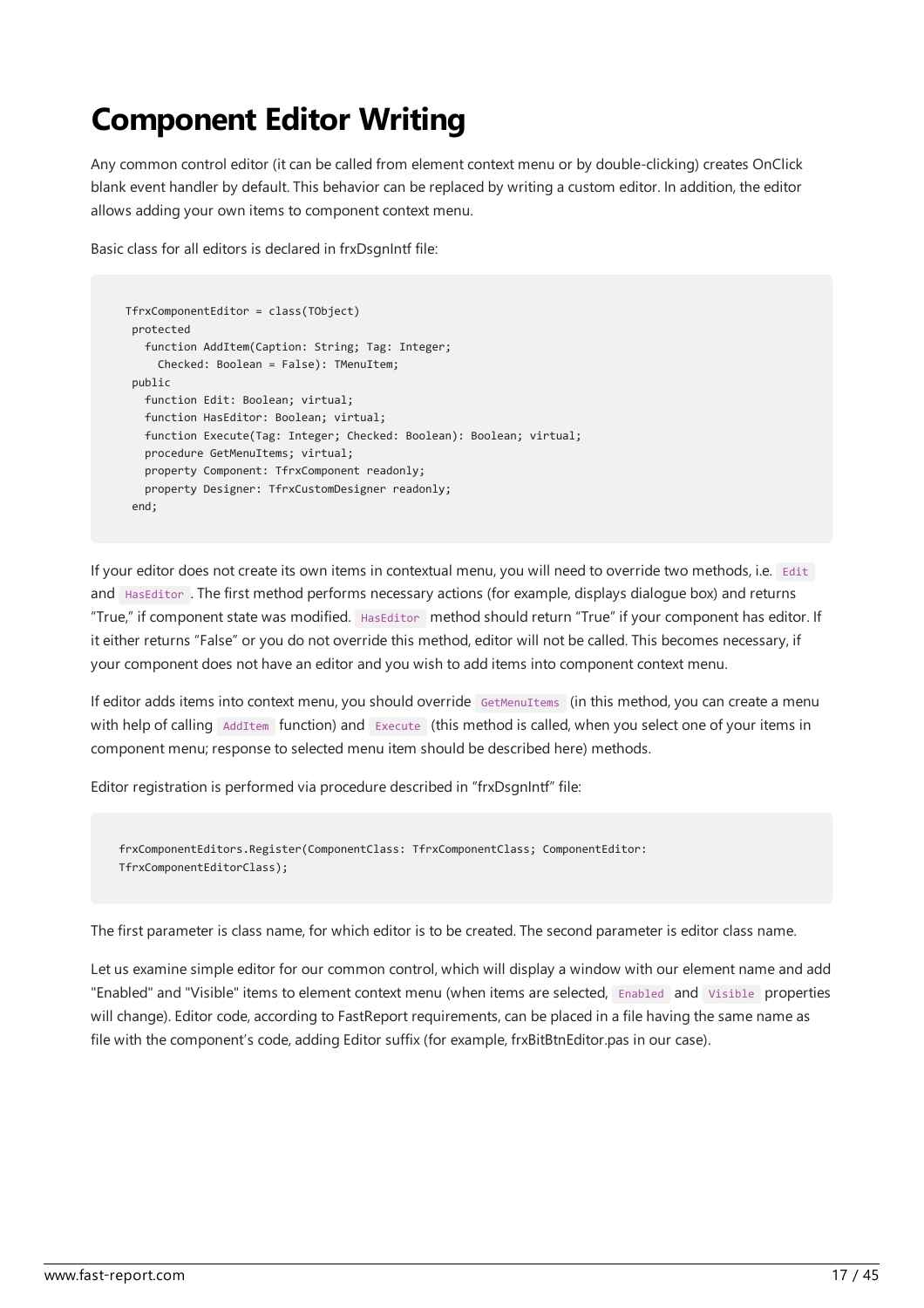# Component Editor Writing

Any common control editor (it can be called from element context menu or by double-clicking) creates OnClick blank event handler by default. This behavior can be replaced by writing a custom editor. In addition, the editor allows adding your own items to component context menu.

Basic class for all editors is declared in frxDsgnIntf file:

```
TfrxComponentEditor = class(TObject)
 protected
   function AddItem(Caption: String; Tag: Integer;
     Checked: Boolean = False): TMenuItem;
 public
   function Edit: Boolean; virtual;
   function HasEditor: Boolean; virtual;
   function Execute(Tag: Integer; Checked: Boolean): Boolean; virtual;
   procedure GetMenuItems; virtual;
   property Component: TfrxComponent readonly;
   property Designer: TfrxCustomDesigner readonly;
 end;
```

If your editor does not create its own items in contextual menu, you will need to override two methods, i.e. `Edit` and `HasEditor`. The first method performs necessary actions (for example, displays dialogue box) and returns "True," if component state was modified. `HasEditor` method should return "True" if your component has editor. If it either returns "False" or you do not override this method, editor will not be called. This becomes necessary, if your component does not have an editor and you wish to add items into component context menu.

If editor adds items into context menu, you should override `GetMenuItems` (in this method, you can create a menu with help of calling `AddItem` function) and `Execute` (this method is called, when you select one of your items in component menu; response to selected menu item should be described here) methods.

Editor registration is performed via procedure described in "frxDsgnIntf" file:

```
frxComponentEditors.Register(ComponentClass: TfrxComponentClass; ComponentEditor:
TfrxComponentEditorClass);
```

The first parameter is class name, for which editor is to be created. The second parameter is editor class name.

Let us examine simple editor for our common control, which will display a window with our element name and add "Enabled" and "Visible" items to element context menu (when items are selected, `Enabled` and `Visible` properties will change). Editor code, according to FastReport requirements, can be placed in a file having the same name as file with the component's code, adding Editor suffix (for example, frxBitBtnEditor.pas in our case).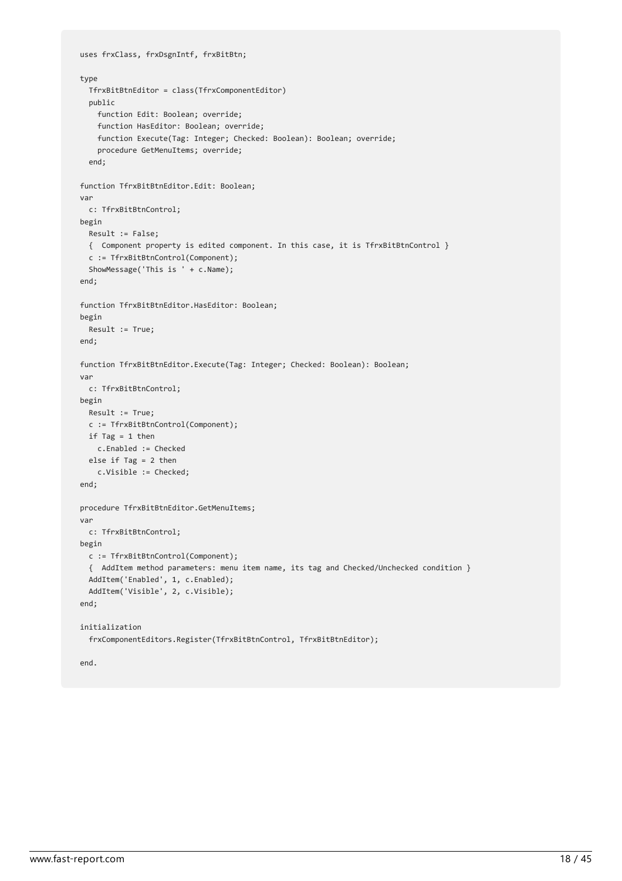```
uses frxClass, frxDsgnIntf, frxBitBtn;

type
  TfrxBitBtnEditor = class(TfrxComponentEditor)
  public
    function Edit: Boolean; override;
    function HasEditor: Boolean; override;
    function Execute(Tag: Integer; Checked: Boolean): Boolean; override;
    procedure GetMenuItems; override;
  end;

function TfrxBitBtnEditor.Edit: Boolean;
var
  c: TfrxBitBtnControl;
begin
  Result := False;
  {  Component property is edited component. In this case, it is TfrxBitBtnControl }
  c := TfrxBitBtnControl(Component);
  ShowMessage('This is ' + c.Name);
end;

function TfrxBitBtnEditor.HasEditor: Boolean;
begin
  Result := True;
end;

function TfrxBitBtnEditor.Execute(Tag: Integer; Checked: Boolean): Boolean;
var
  c: TfrxBitBtnControl;
begin
  Result := True;
  c := TfrxBitBtnControl(Component);
  if Tag = 1 then
    c.Enabled := Checked
  else if Tag = 2 then
    c.Visible := Checked;
end;

procedure TfrxBitBtnEditor.GetMenuItems;
var
  c: TfrxBitBtnControl;
begin
  c := TfrxBitBtnControl(Component);
  {  AddItem method parameters: menu item name, its tag and Checked/Unchecked condition }
  AddItem('Enabled', 1, c.Enabled);
  AddItem('Visible', 2, c.Visible);
end;

initialization
  frxComponentEditors.Register(TfrxBitBtnControl, TfrxBitBtnEditor);

end.
```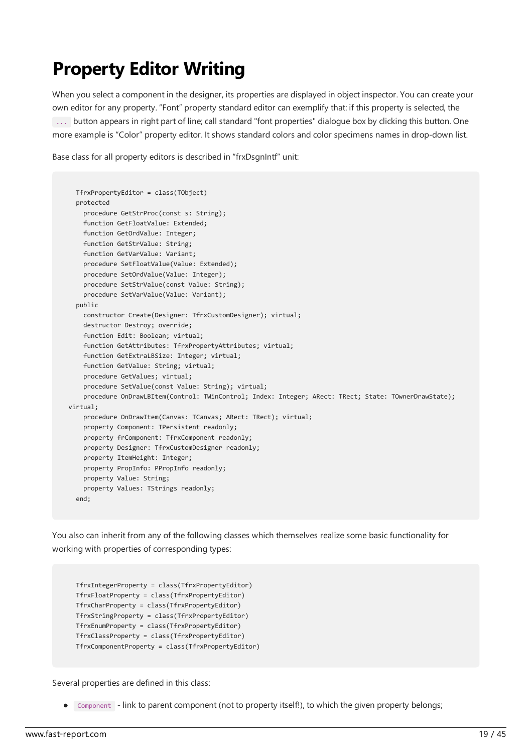# Property Editor Writing

When you select a component in the designer, its properties are displayed in object inspector. You can create your own editor for any property. "Font" property standard editor can exemplify that: if this property is selected, the `...` button appears in right part of line; call standard "font properties" dialogue box by clicking this button. One more example is "Color" property editor. It shows standard colors and color specimens names in drop-down list.

Base class for all property editors is described in "frxDsgnIntf" unit:

```
  TfrxPropertyEditor = class(TObject)
  protected
    procedure GetStrProc(const s: String);
    function GetFloatValue: Extended;
    function GetOrdValue: Integer;
    function GetStrValue: String;
    function GetVarValue: Variant;
    procedure SetFloatValue(Value: Extended);
    procedure SetOrdValue(Value: Integer);
    procedure SetStrValue(const Value: String);
    procedure SetVarValue(Value: Variant);
  public
    constructor Create(Designer: TfrxCustomDesigner); virtual;
    destructor Destroy; override;
    function Edit: Boolean; virtual;
    function GetAttributes: TfrxPropertyAttributes; virtual;
    function GetExtraLBSize: Integer; virtual;
    function GetValue: String; virtual;
    procedure GetValues; virtual;
    procedure SetValue(const Value: String); virtual;
    procedure OnDrawLBItem(Control: TWinControl; Index: Integer; ARect: TRect; State: TOwnerDrawState);
virtual;
    procedure OnDrawItem(Canvas: TCanvas; ARect: TRect); virtual;
    property Component: TPersistent readonly;
    property frComponent: TfrxComponent readonly;
    property Designer: TfrxCustomDesigner readonly;
    property ItemHeight: Integer;
    property PropInfo: PPropInfo readonly;
    property Value: String;
    property Values: TStrings readonly;
  end;
```

You also can inherit from any of the following classes which themselves realize some basic functionality for working with properties of corresponding types:

```
  TfrxIntegerProperty = class(TfrxPropertyEditor)
  TfrxFloatProperty = class(TfrxPropertyEditor)
  TfrxCharProperty = class(TfrxPropertyEditor)
  TfrxStringProperty = class(TfrxPropertyEditor)
  TfrxEnumProperty = class(TfrxPropertyEditor)
  TfrxClassProperty = class(TfrxPropertyEditor)
  TfrxComponentProperty = class(TfrxPropertyEditor)
```

Several properties are defined in this class:

- `Component` - link to parent component (not to property itself!), to which the given property belongs;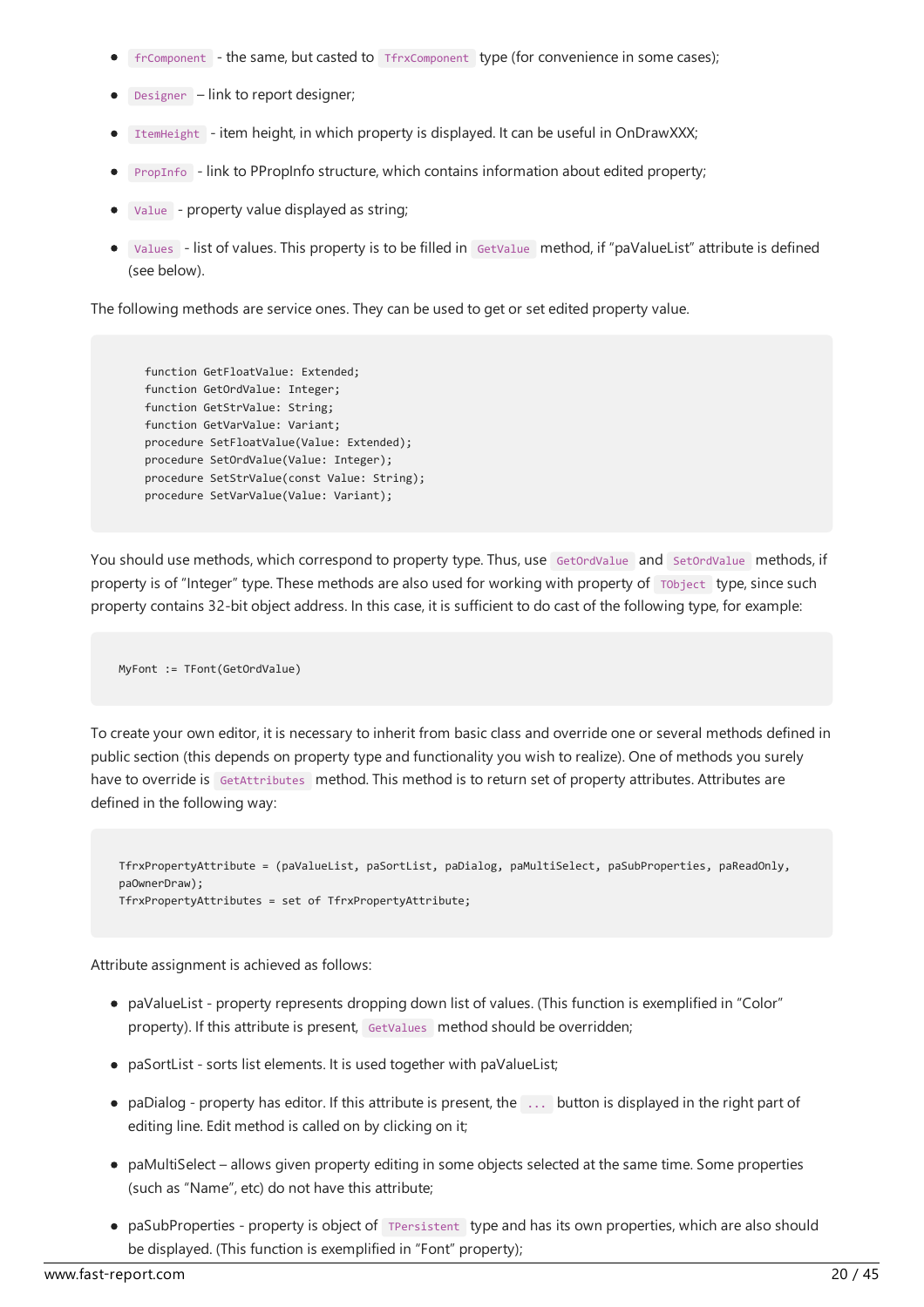- `frComponent` - the same, but casted to `TfrxComponent` type (for convenience in some cases);
- `Designer` – link to report designer;
- `ItemHeight` - item height, in which property is displayed. It can be useful in OnDrawXXX;
- `PropInfo` - link to PPropInfo structure, which contains information about edited property;
- `Value` - property value displayed as string;
- `Values` - list of values. This property is to be filled in `GetValue` method, if "paValueList" attribute is defined (see below).

The following methods are service ones. They can be used to get or set edited property value.

```
function GetFloatValue: Extended;
function GetOrdValue: Integer;
function GetStrValue: String;
function GetVarValue: Variant;
procedure SetFloatValue(Value: Extended);
procedure SetOrdValue(Value: Integer);
procedure SetStrValue(const Value: String);
procedure SetVarValue(Value: Variant);
```

You should use methods, which correspond to property type. Thus, use `GetOrdValue` and `SetOrdValue` methods, if property is of "Integer" type. These methods are also used for working with property of `TObject` type, since such property contains 32-bit object address. In this case, it is sufficient to do cast of the following type, for example:

```
MyFont := TFont(GetOrdValue)
```

To create your own editor, it is necessary to inherit from basic class and override one or several methods defined in public section (this depends on property type and functionality you wish to realize). One of methods you surely have to override is `GetAttributes` method. This method is to return set of property attributes. Attributes are defined in the following way:

```
TfrxPropertyAttribute = (paValueList, paSortList, paDialog, paMultiSelect, paSubProperties, paReadOnly,
paOwnerDraw);
TfrxPropertyAttributes = set of TfrxPropertyAttribute;
```

Attribute assignment is achieved as follows:

- paValueList - property represents dropping down list of values. (This function is exemplified in "Color" property). If this attribute is present, `GetValues` method should be overridden;
- paSortList - sorts list elements. It is used together with paValueList;
- paDialog - property has editor. If this attribute is present, the `...` button is displayed in the right part of editing line. Edit method is called on by clicking on it;
- paMultiSelect – allows given property editing in some objects selected at the same time. Some properties (such as "Name", etc) do not have this attribute;
- paSubProperties - property is object of `TPersistent` type and has its own properties, which are also should be displayed. (This function is exemplified in "Font" property);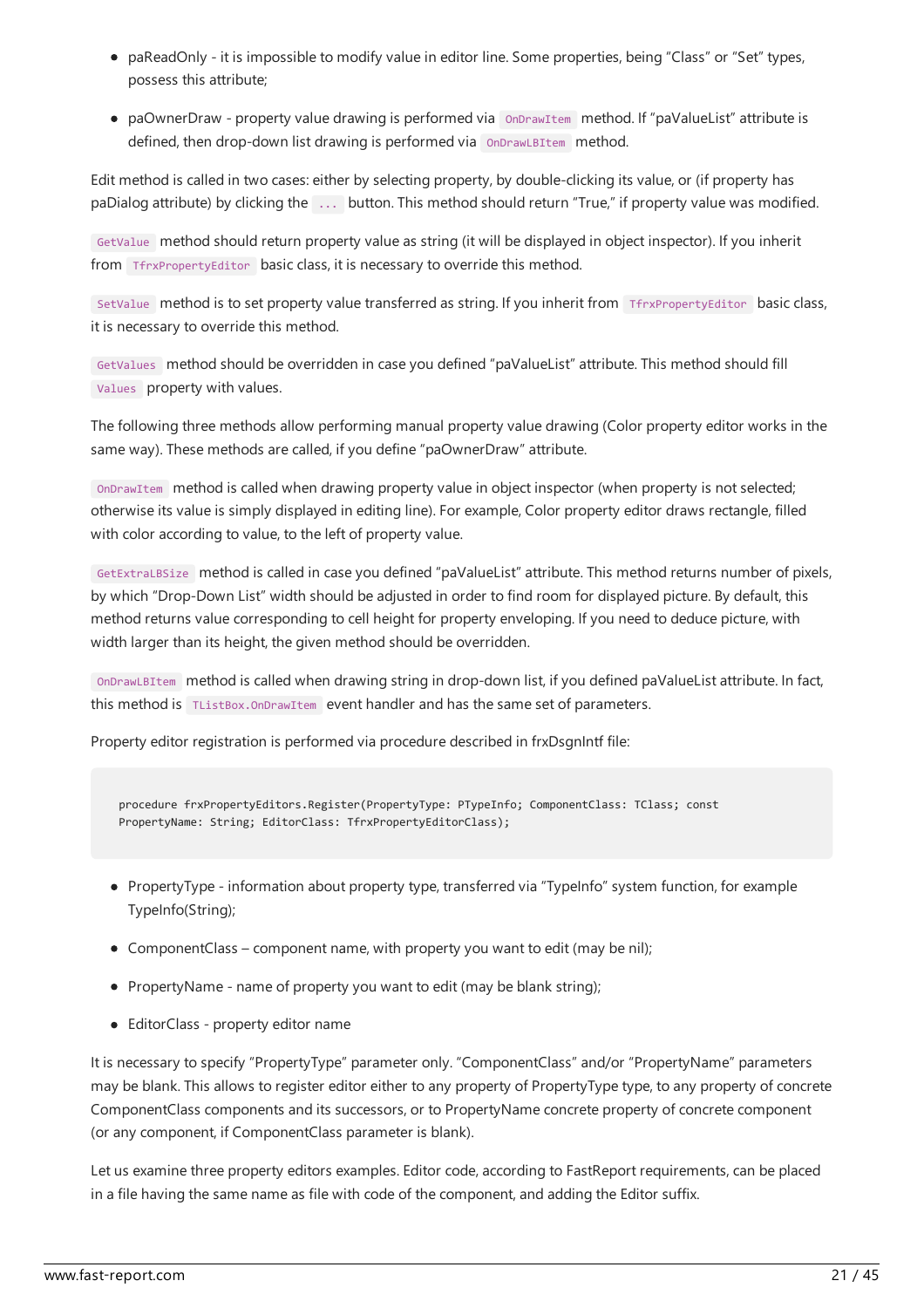- paReadOnly - it is impossible to modify value in editor line. Some properties, being "Class" or "Set" types, possess this attribute;
- paOwnerDraw - property value drawing is performed via `OnDrawItem` method. If "paValueList" attribute is defined, then drop-down list drawing is performed via `OnDrawLBItem` method.

Edit method is called in two cases: either by selecting property, by double-clicking its value, or (if property has paDialog attribute) by clicking the `...` button. This method should return "True," if property value was modified.

`GetValue` method should return property value as string (it will be displayed in object inspector). If you inherit from `TfrxPropertyEditor` basic class, it is necessary to override this method.

`SetValue` method is to set property value transferred as string. If you inherit from `TfrxPropertyEditor` basic class, it is necessary to override this method.

`GetValues` method should be overridden in case you defined "paValueList" attribute. This method should fill `Values` property with values.

The following three methods allow performing manual property value drawing (Color property editor works in the same way). These methods are called, if you define "paOwnerDraw" attribute.

`OnDrawItem` method is called when drawing property value in object inspector (when property is not selected; otherwise its value is simply displayed in editing line). For example, Color property editor draws rectangle, filled with color according to value, to the left of property value.

`GetExtraLBSize` method is called in case you defined "paValueList" attribute. This method returns number of pixels, by which "Drop-Down List" width should be adjusted in order to find room for displayed picture. By default, this method returns value corresponding to cell height for property enveloping. If you need to deduce picture, with width larger than its height, the given method should be overridden.

`OnDrawLBItem` method is called when drawing string in drop-down list, if you defined paValueList attribute. In fact, this method is `TListBox.OnDrawItem` event handler and has the same set of parameters.

Property editor registration is performed via procedure described in frxDsgnIntf file:

```
procedure frxPropertyEditors.Register(PropertyType: PTypeInfo; ComponentClass: TClass; const
PropertyName: String; EditorClass: TfrxPropertyEditorClass);
```

- PropertyType - information about property type, transferred via "TypeInfo" system function, for example TypeInfo(String);
- ComponentClass – component name, with property you want to edit (may be nil);
- PropertyName - name of property you want to edit (may be blank string);
- EditorClass - property editor name

It is necessary to specify "PropertyType" parameter only. "ComponentClass" and/or "PropertyName" parameters may be blank. This allows to register editor either to any property of PropertyType type, to any property of concrete ComponentClass components and its successors, or to PropertyName concrete property of concrete component (or any component, if ComponentClass parameter is blank).

Let us examine three property editors examples. Editor code, according to FastReport requirements, can be placed in a file having the same name as file with code of the component, and adding the Editor suffix.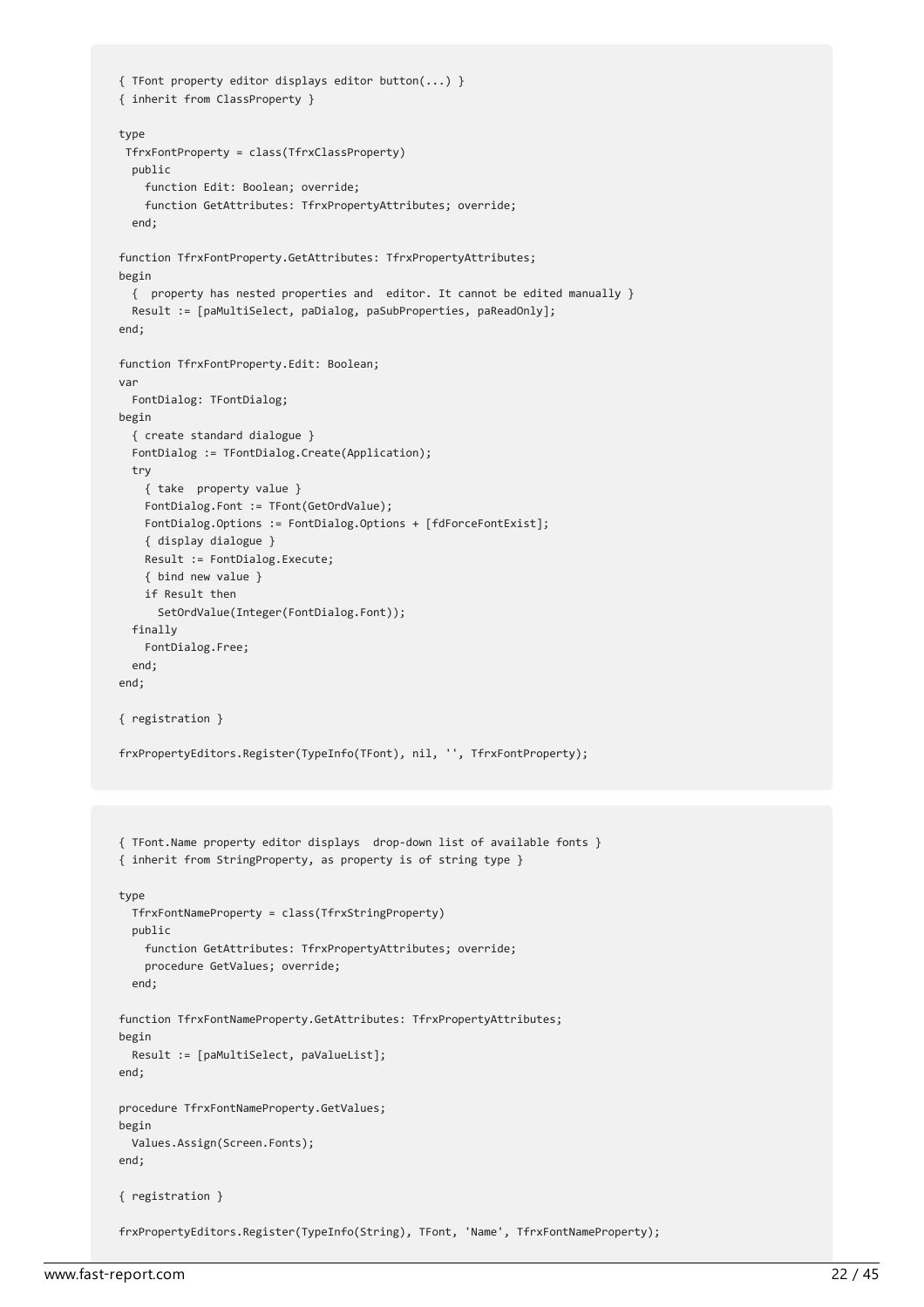```
{ TFont property editor displays editor button(...) }
{ inherit from ClassProperty }

type
 TfrxFontProperty = class(TfrxClassProperty)
  public
    function Edit: Boolean; override;
    function GetAttributes: TfrxPropertyAttributes; override;
  end;

function TfrxFontProperty.GetAttributes: TfrxPropertyAttributes;
begin
  {  property has nested properties and  editor. It cannot be edited manually }
  Result := [paMultiSelect, paDialog, paSubProperties, paReadOnly];
end;

function TfrxFontProperty.Edit: Boolean;
var
  FontDialog: TFontDialog;
begin
  { create standard dialogue }
  FontDialog := TFontDialog.Create(Application);
  try
    { take  property value }
    FontDialog.Font := TFont(GetOrdValue);
    FontDialog.Options := FontDialog.Options + [fdForceFontExist];
    { display dialogue }
    Result := FontDialog.Execute;
    { bind new value }
    if Result then
      SetOrdValue(Integer(FontDialog.Font));
  finally
    FontDialog.Free;
  end;
end;

{ registration }

frxPropertyEditors.Register(TypeInfo(TFont), nil, '', TfrxFontProperty);
```

```
{ TFont.Name property editor displays  drop-down list of available fonts }
{ inherit from StringProperty, as property is of string type }

type
  TfrxFontNameProperty = class(TfrxStringProperty)
  public
    function GetAttributes: TfrxPropertyAttributes; override;
    procedure GetValues; override;
  end;

function TfrxFontNameProperty.GetAttributes: TfrxPropertyAttributes;
begin
  Result := [paMultiSelect, paValueList];
end;

procedure TfrxFontNameProperty.GetValues;
begin
  Values.Assign(Screen.Fonts);
end;

{ registration }

frxPropertyEditors.Register(TypeInfo(String), TFont, 'Name', TfrxFontNameProperty);
```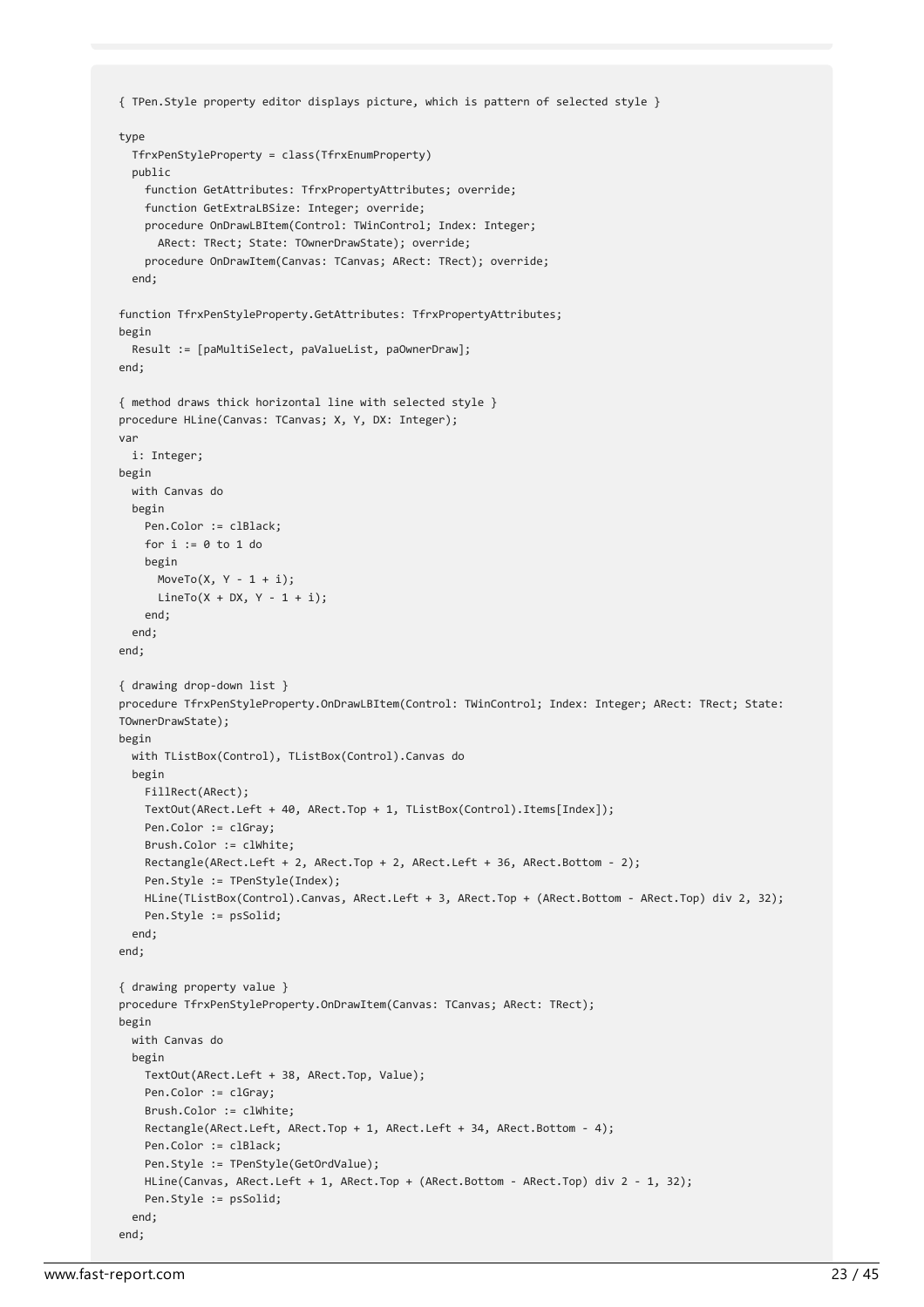```
{ TPen.Style property editor displays picture, which is pattern of selected style }

type
  TfrxPenStyleProperty = class(TfrxEnumProperty)
  public
    function GetAttributes: TfrxPropertyAttributes; override;
    function GetExtraLBSize: Integer; override;
    procedure OnDrawLBItem(Control: TWinControl; Index: Integer;
      ARect: TRect; State: TOwnerDrawState); override;
    procedure OnDrawItem(Canvas: TCanvas; ARect: TRect); override;
  end;

function TfrxPenStyleProperty.GetAttributes: TfrxPropertyAttributes;
begin
  Result := [paMultiSelect, paValueList, paOwnerDraw];
end;

{ method draws thick horizontal line with selected style }
procedure HLine(Canvas: TCanvas; X, Y, DX: Integer);
var
  i: Integer;
begin
  with Canvas do
  begin
    Pen.Color := clBlack;
    for i := 0 to 1 do
    begin
      MoveTo(X, Y - 1 + i);
      LineTo(X + DX, Y - 1 + i);
    end;
  end;
end;

{ drawing drop-down list }
procedure TfrxPenStyleProperty.OnDrawLBItem(Control: TWinControl; Index: Integer; ARect: TRect; State:
TOwnerDrawState);
begin
  with TListBox(Control), TListBox(Control).Canvas do
  begin
    FillRect(ARect);
    TextOut(ARect.Left + 40, ARect.Top + 1, TListBox(Control).Items[Index]);
    Pen.Color := clGray;
    Brush.Color := clWhite;
    Rectangle(ARect.Left + 2, ARect.Top + 2, ARect.Left + 36, ARect.Bottom - 2);
    Pen.Style := TPenStyle(Index);
    HLine(TListBox(Control).Canvas, ARect.Left + 3, ARect.Top + (ARect.Bottom - ARect.Top) div 2, 32);
    Pen.Style := psSolid;
  end;
end;

{ drawing property value }
procedure TfrxPenStyleProperty.OnDrawItem(Canvas: TCanvas; ARect: TRect);
begin
  with Canvas do
  begin
    TextOut(ARect.Left + 38, ARect.Top, Value);
    Pen.Color := clGray;
    Brush.Color := clWhite;
    Rectangle(ARect.Left, ARect.Top + 1, ARect.Left + 34, ARect.Bottom - 4);
    Pen.Color := clBlack;
    Pen.Style := TPenStyle(GetOrdValue);
    HLine(Canvas, ARect.Left + 1, ARect.Top + (ARect.Bottom - ARect.Top) div 2 - 1, 32);
    Pen.Style := psSolid;
  end;
end;
```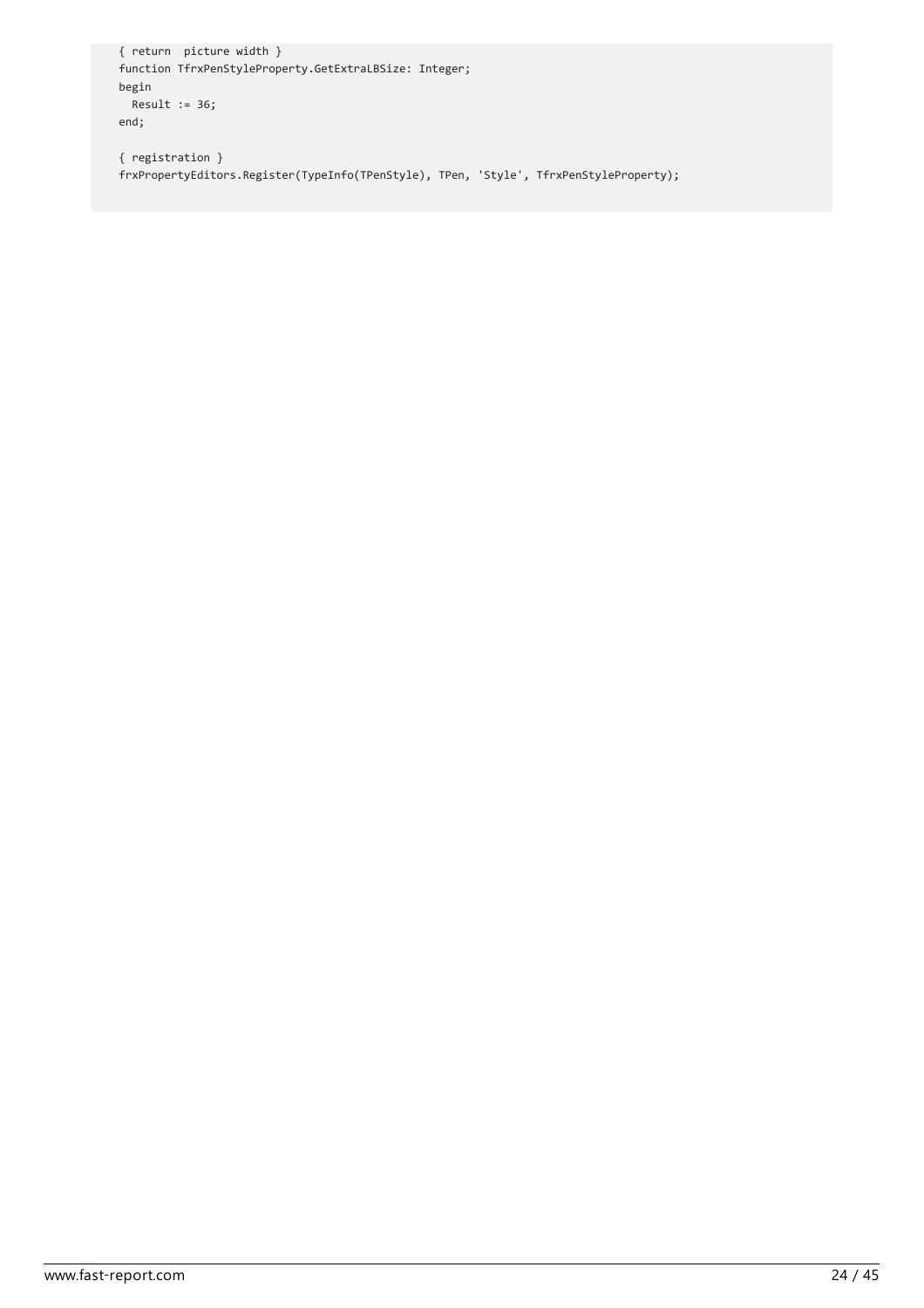```
{ return  picture width }
function TfrxPenStyleProperty.GetExtraLBSize: Integer;
begin
  Result := 36;
end;

{ registration }
frxPropertyEditors.Register(TypeInfo(TPenStyle), TPen, 'Style', TfrxPenStyleProperty);
```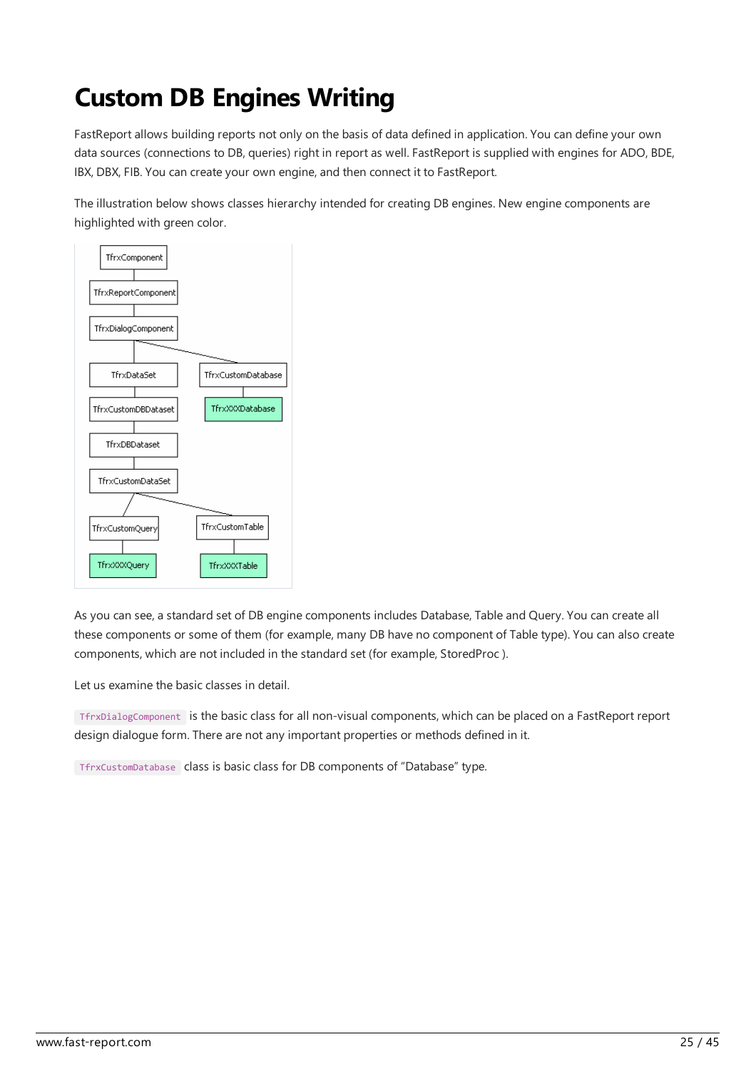# Custom DB Engines Writing

FastReport allows building reports not only on the basis of data defined in application. You can define your own data sources (connections to DB, queries) right in report as well. FastReport is supplied with engines for ADO, BDE, IBX, DBX, FIB. You can create your own engine, and then connect it to FastReport.

The illustration below shows classes hierarchy intended for creating DB engines. New engine components are highlighted with green color.

As you can see, a standard set of DB engine components includes Database, Table and Query. You can create all these components or some of them (for example, many DB have no component of Table type). You can also create components, which are not included in the standard set (for example, StoredProc ).

Let us examine the basic classes in detail.

`TfrxDialogComponent` is the basic class for all non-visual components, which can be placed on a FastReport report design dialogue form. There are not any important properties or methods defined in it.

`TfrxCustomDatabase` class is basic class for DB components of "Database" type.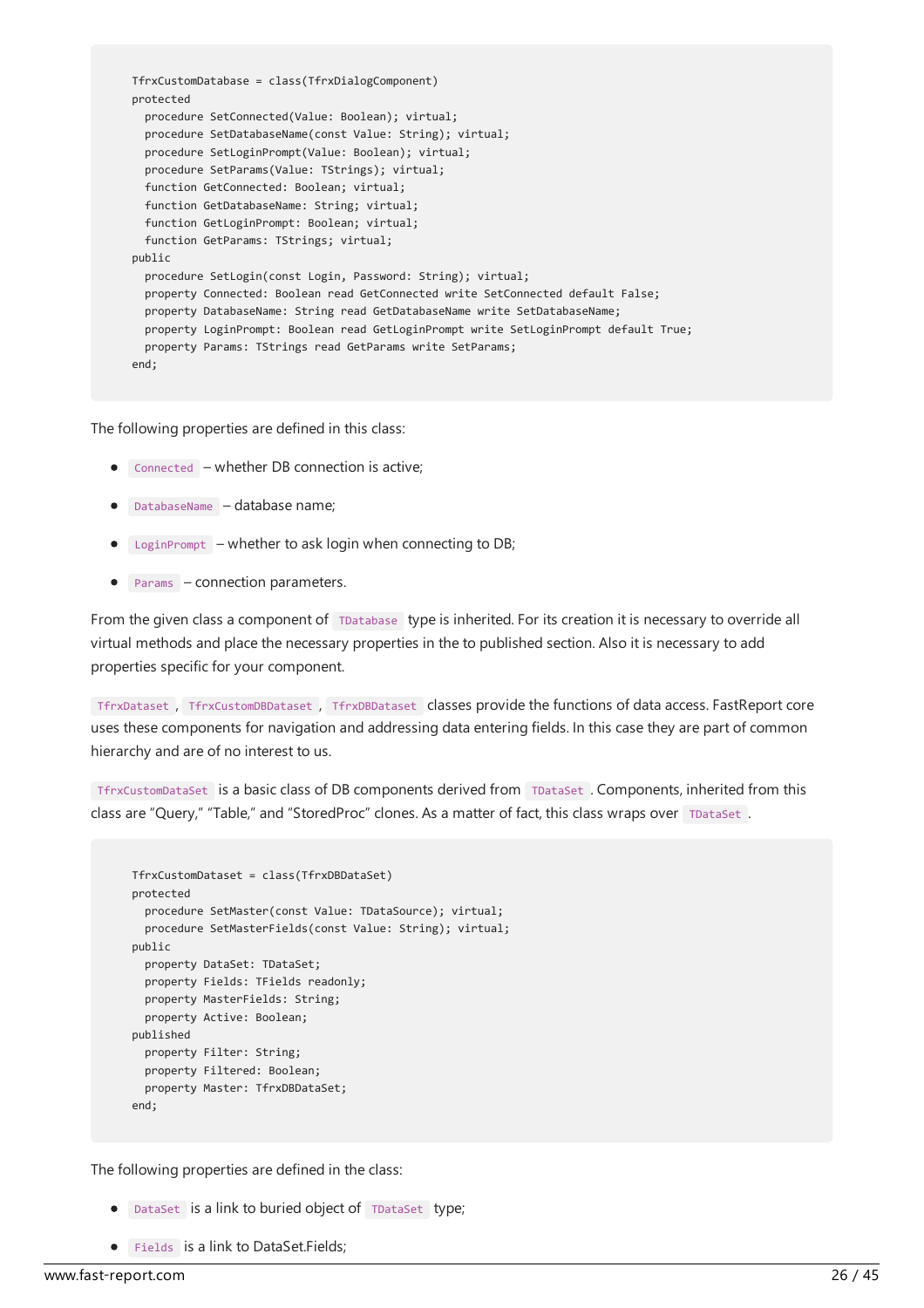```
TfrxCustomDatabase = class(TfrxDialogComponent)
protected
  procedure SetConnected(Value: Boolean); virtual;
  procedure SetDatabaseName(const Value: String); virtual;
  procedure SetLoginPrompt(Value: Boolean); virtual;
  procedure SetParams(Value: TStrings); virtual;
  function GetConnected: Boolean; virtual;
  function GetDatabaseName: String; virtual;
  function GetLoginPrompt: Boolean; virtual;
  function GetParams: TStrings; virtual;
public
  procedure SetLogin(const Login, Password: String); virtual;
  property Connected: Boolean read GetConnected write SetConnected default False;
  property DatabaseName: String read GetDatabaseName write SetDatabaseName;
  property LoginPrompt: Boolean read GetLoginPrompt write SetLoginPrompt default True;
  property Params: TStrings read GetParams write SetParams;
end;
```

The following properties are defined in this class:

- `Connected` – whether DB connection is active;
- `DatabaseName` – database name;
- `LoginPrompt` – whether to ask login when connecting to DB;
- `Params` – connection parameters.

From the given class a component of `TDatabase` type is inherited. For its creation it is necessary to override all virtual methods and place the necessary properties in the to published section. Also it is necessary to add properties specific for your component.

`TfrxDataset`, `TfrxCustomDBDataset`, `TfrxDBDataset` classes provide the functions of data access. FastReport core uses these components for navigation and addressing data entering fields. In this case they are part of common hierarchy and are of no interest to us.

`TfrxCustomDataSet` is a basic class of DB components derived from `TDataSet`. Components, inherited from this class are "Query," "Table," and "StoredProc" clones. As a matter of fact, this class wraps over `TDataSet`.

```
TfrxCustomDataset = class(TfrxDBDataSet)
protected
  procedure SetMaster(const Value: TDataSource); virtual;
  procedure SetMasterFields(const Value: String); virtual;
public
  property DataSet: TDataSet;
  property Fields: TFields readonly;
  property MasterFields: String;
  property Active: Boolean;
published
  property Filter: String;
  property Filtered: Boolean;
  property Master: TfrxDBDataSet;
end;
```

The following properties are defined in the class:

- `DataSet` is a link to buried object of `TDataSet` type;
- `Fields` is a link to DataSet.Fields;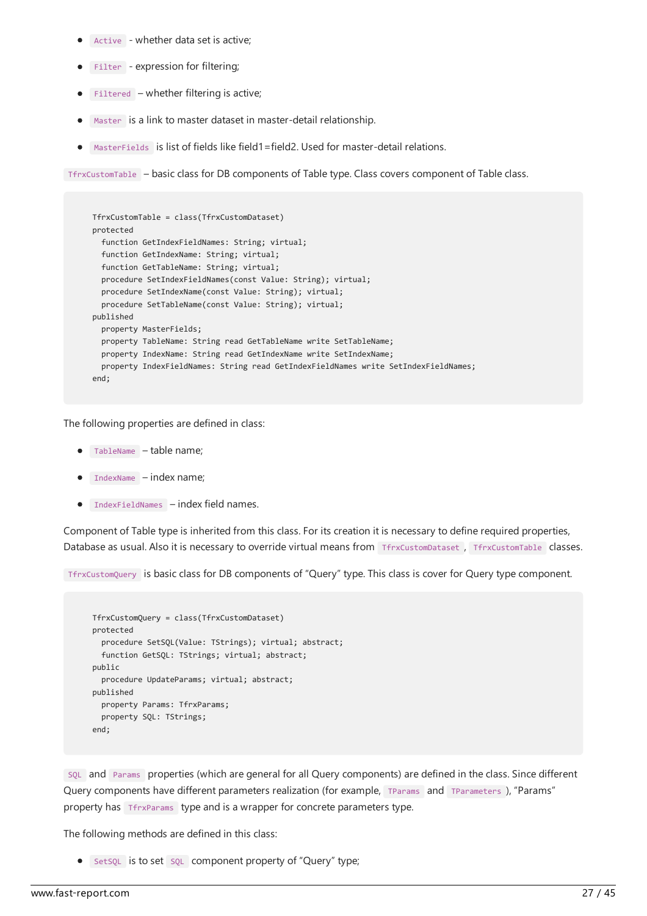- `Active` - whether data set is active;
- `Filter` - expression for filtering;
- `Filtered` – whether filtering is active;
- `Master` is a link to master dataset in master-detail relationship.
- `MasterFields` is list of fields like field1=field2. Used for master-detail relations.

`TfrxCustomTable` – basic class for DB components of Table type. Class covers component of Table class.

```
TfrxCustomTable = class(TfrxCustomDataset)
protected
  function GetIndexFieldNames: String; virtual;
  function GetIndexName: String; virtual;
  function GetTableName: String; virtual;
  procedure SetIndexFieldNames(const Value: String); virtual;
  procedure SetIndexName(const Value: String); virtual;
  procedure SetTableName(const Value: String); virtual;
published
  property MasterFields;
  property TableName: String read GetTableName write SetTableName;
  property IndexName: String read GetIndexName write SetIndexName;
  property IndexFieldNames: String read GetIndexFieldNames write SetIndexFieldNames;
end;
```

The following properties are defined in class:

- `TableName` – table name;
- `IndexName` – index name;
- `IndexFieldNames` – index field names.

Component of Table type is inherited from this class. For its creation it is necessary to define required properties, Database as usual. Also it is necessary to override virtual means from `TfrxCustomDataset`, `TfrxCustomTable` classes.

`TfrxCustomQuery` is basic class for DB components of "Query" type. This class is cover for Query type component.

```
TfrxCustomQuery = class(TfrxCustomDataset)
protected
  procedure SetSQL(Value: TStrings); virtual; abstract;
  function GetSQL: TStrings; virtual; abstract;
public
  procedure UpdateParams; virtual; abstract;
published
  property Params: TfrxParams;
  property SQL: TStrings;
end;
```

`SQL` and `Params` properties (which are general for all Query components) are defined in the class. Since different Query components have different parameters realization (for example, `TParams` and `TParameters`), "Params" property has `TfrxParams` type and is a wrapper for concrete parameters type.

The following methods are defined in this class:

- `SetSQL` is to set `SQL` component property of "Query" type;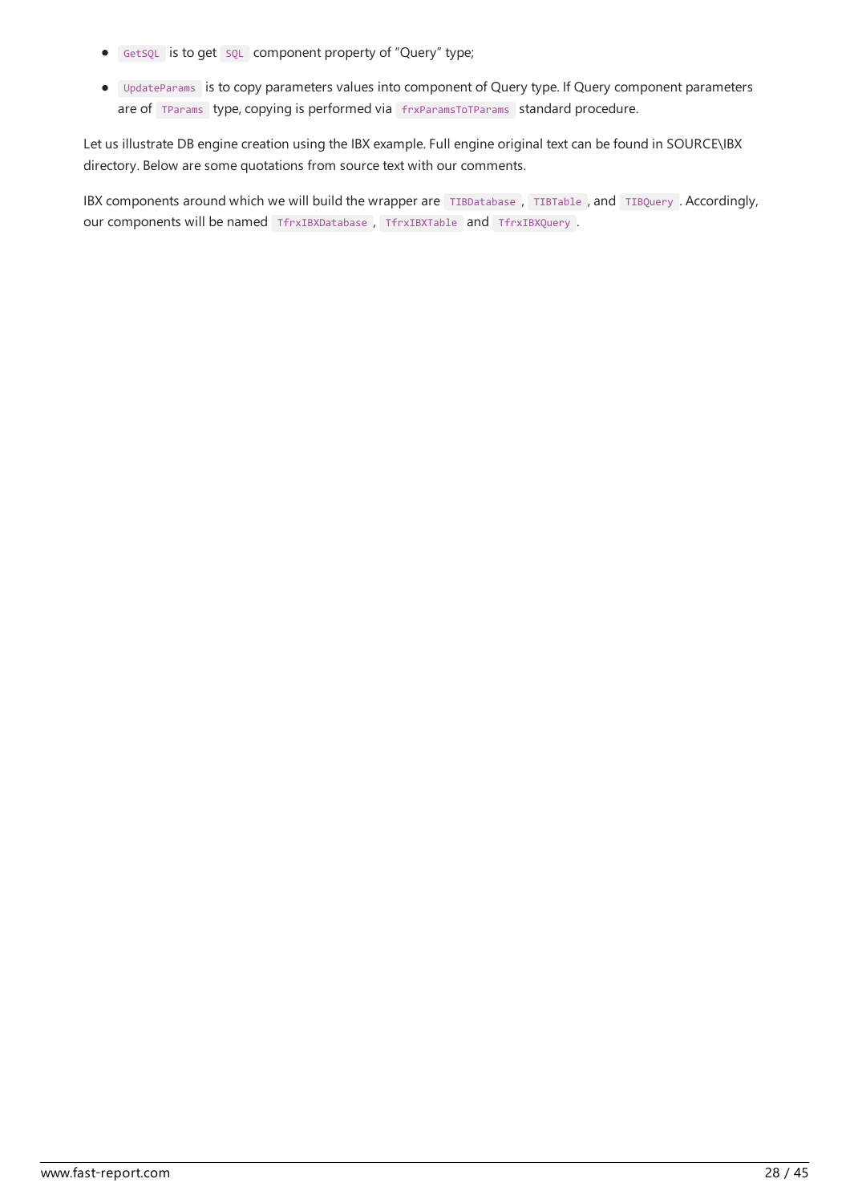- `GetSQL` is to get `SQL` component property of "Query" type;
- `UpdateParams` is to copy parameters values into component of Query type. If Query component parameters are of `TParams` type, copying is performed via `frxParamsToTParams` standard procedure.

Let us illustrate DB engine creation using the IBX example. Full engine original text can be found in SOURCE\IBX directory. Below are some quotations from source text with our comments.

IBX components around which we will build the wrapper are `TIBDatabase`, `TIBTable`, and `TIBQuery`. Accordingly, our components will be named `TfrxIBXDatabase`, `TfrxIBXTable` and `TfrxIBXQuery`.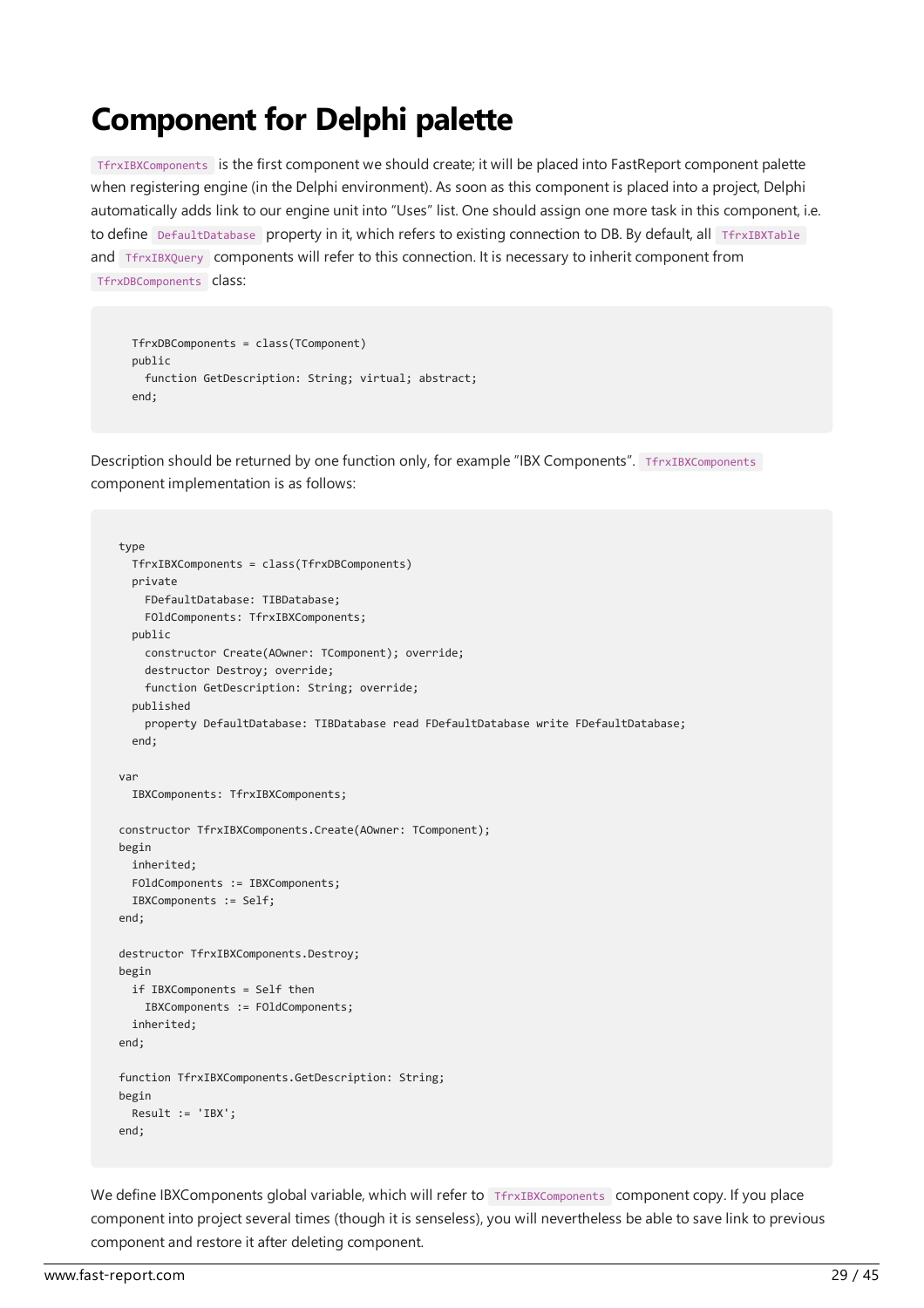# Component for Delphi palette

`TfrxIBXComponents` is the first component we should create; it will be placed into FastReport component palette when registering engine (in the Delphi environment). As soon as this component is placed into a project, Delphi automatically adds link to our engine unit into "Uses" list. One should assign one more task in this component, i.e. to define `DefaultDatabase` property in it, which refers to existing connection to DB. By default, all `TfrxIBXTable` and `TfrxIBXQuery` components will refer to this connection. It is necessary to inherit component from `TfrxDBComponents` class:

```
  TfrxDBComponents = class(TComponent)
  public
    function GetDescription: String; virtual; abstract;
  end;
```

Description should be returned by one function only, for example "IBX Components". `TfrxIBXComponents` component implementation is as follows:

```
type
  TfrxIBXComponents = class(TfrxDBComponents)
  private
    FDefaultDatabase: TIBDatabase;
    FOldComponents: TfrxIBXComponents;
  public
    constructor Create(AOwner: TComponent); override;
    destructor Destroy; override;
    function GetDescription: String; override;
  published
    property DefaultDatabase: TIBDatabase read FDefaultDatabase write FDefaultDatabase;
  end;

var
  IBXComponents: TfrxIBXComponents;

constructor TfrxIBXComponents.Create(AOwner: TComponent);
begin
  inherited;
  FOldComponents := IBXComponents;
  IBXComponents := Self;
end;

destructor TfrxIBXComponents.Destroy;
begin
  if IBXComponents = Self then
    IBXComponents := FOldComponents;
  inherited;
end;

function TfrxIBXComponents.GetDescription: String;
begin
  Result := 'IBX';
end;
```

We define IBXComponents global variable, which will refer to `TfrxIBXComponents` component copy. If you place component into project several times (though it is senseless), you will nevertheless be able to save link to previous component and restore it after deleting component.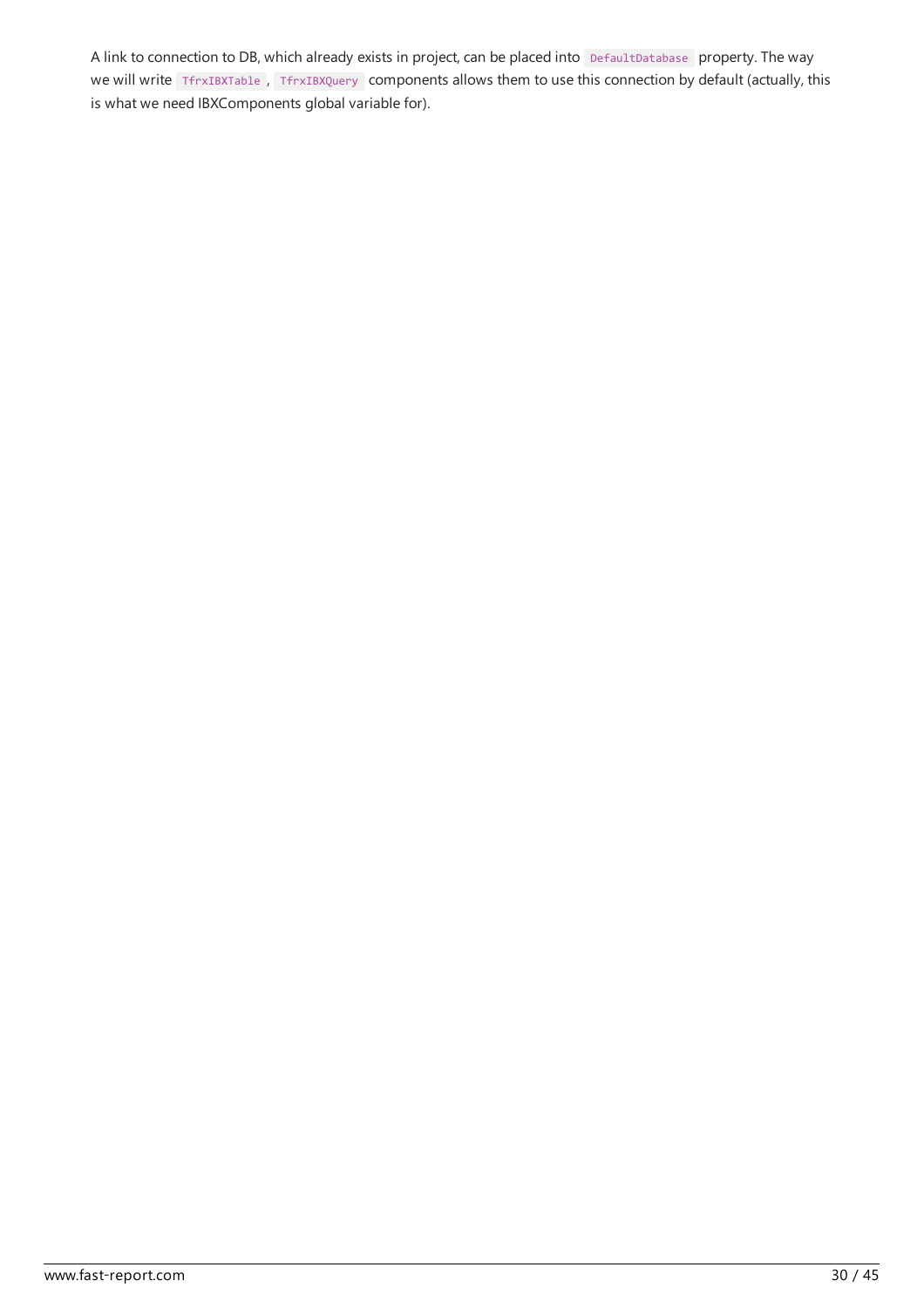A link to connection to DB, which already exists in project, can be placed into `DefaultDatabase` property. The way we will write `TfrxIBXTable`, `TfrxIBXQuery` components allows them to use this connection by default (actually, this is what we need IBXComponents global variable for).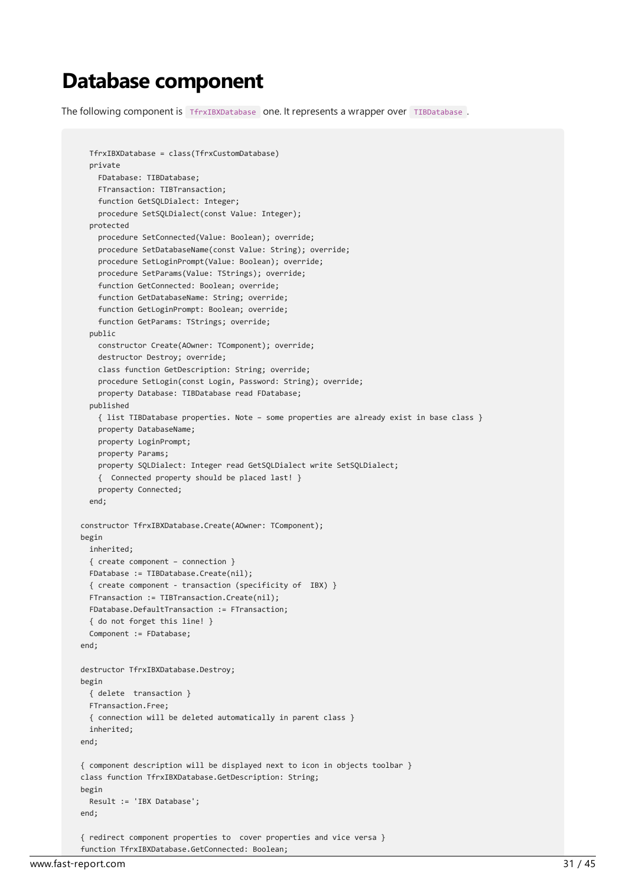# Database component

The following component is `TfrxIBXDatabase` one. It represents a wrapper over `TIBDatabase`.

```
  TfrxIBXDatabase = class(TfrxCustomDatabase)
  private
    FDatabase: TIBDatabase;
    FTransaction: TIBTransaction;
    function GetSQLDialect: Integer;
    procedure SetSQLDialect(const Value: Integer);
  protected
    procedure SetConnected(Value: Boolean); override;
    procedure SetDatabaseName(const Value: String); override;
    procedure SetLoginPrompt(Value: Boolean); override;
    procedure SetParams(Value: TStrings); override;
    function GetConnected: Boolean; override;
    function GetDatabaseName: String; override;
    function GetLoginPrompt: Boolean; override;
    function GetParams: TStrings; override;
  public
    constructor Create(AOwner: TComponent); override;
    destructor Destroy; override;
    class function GetDescription: String; override;
    procedure SetLogin(const Login, Password: String); override;
    property Database: TIBDatabase read FDatabase;
  published
    { list TIBDatabase properties. Note – some properties are already exist in base class }
    property DatabaseName;
    property LoginPrompt;
    property Params;
    property SQLDialect: Integer read GetSQLDialect write SetSQLDialect;
    {  Connected property should be placed last! }
    property Connected;
  end;

constructor TfrxIBXDatabase.Create(AOwner: TComponent);
begin
  inherited;
  { create component – connection }
  FDatabase := TIBDatabase.Create(nil);
  { create component - transaction (specificity of  IBX) }
  FTransaction := TIBTransaction.Create(nil);
  FDatabase.DefaultTransaction := FTransaction;
  { do not forget this line! }
  Component := FDatabase;
end;

destructor TfrxIBXDatabase.Destroy;
begin
  { delete  transaction }
  FTransaction.Free;
  { connection will be deleted automatically in parent class }
  inherited;
end;

{ component description will be displayed next to icon in objects toolbar }
class function TfrxIBXDatabase.GetDescription: String;
begin
  Result := 'IBX Database';
end;

{ redirect component properties to  cover properties and vice versa }
function TfrxIBXDatabase.GetConnected: Boolean;
```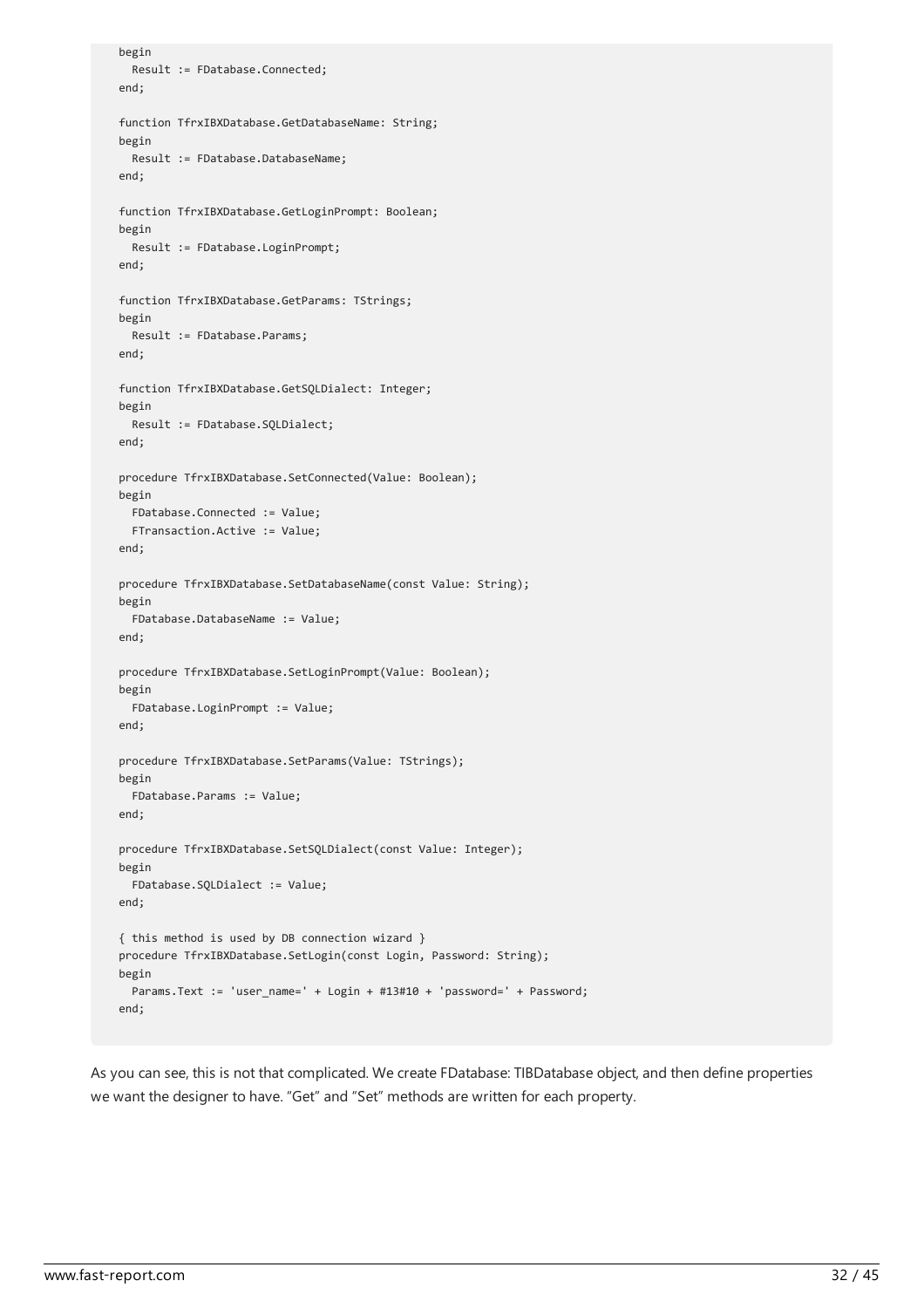```
begin
  Result := FDatabase.Connected;
end;

function TfrxIBXDatabase.GetDatabaseName: String;
begin
  Result := FDatabase.DatabaseName;
end;

function TfrxIBXDatabase.GetLoginPrompt: Boolean;
begin
  Result := FDatabase.LoginPrompt;
end;

function TfrxIBXDatabase.GetParams: TStrings;
begin
  Result := FDatabase.Params;
end;

function TfrxIBXDatabase.GetSQLDialect: Integer;
begin
  Result := FDatabase.SQLDialect;
end;

procedure TfrxIBXDatabase.SetConnected(Value: Boolean);
begin
  FDatabase.Connected := Value;
  FTransaction.Active := Value;
end;

procedure TfrxIBXDatabase.SetDatabaseName(const Value: String);
begin
  FDatabase.DatabaseName := Value;
end;

procedure TfrxIBXDatabase.SetLoginPrompt(Value: Boolean);
begin
  FDatabase.LoginPrompt := Value;
end;

procedure TfrxIBXDatabase.SetParams(Value: TStrings);
begin
  FDatabase.Params := Value;
end;

procedure TfrxIBXDatabase.SetSQLDialect(const Value: Integer);
begin
  FDatabase.SQLDialect := Value;
end;

{ this method is used by DB connection wizard }
procedure TfrxIBXDatabase.SetLogin(const Login, Password: String);
begin
  Params.Text := 'user_name=' + Login + #13#10 + 'password=' + Password;
end;
```

As you can see, this is not that complicated. We create FDatabase: TIBDatabase object, and then define properties we want the designer to have. “Get” and “Set” methods are written for each property.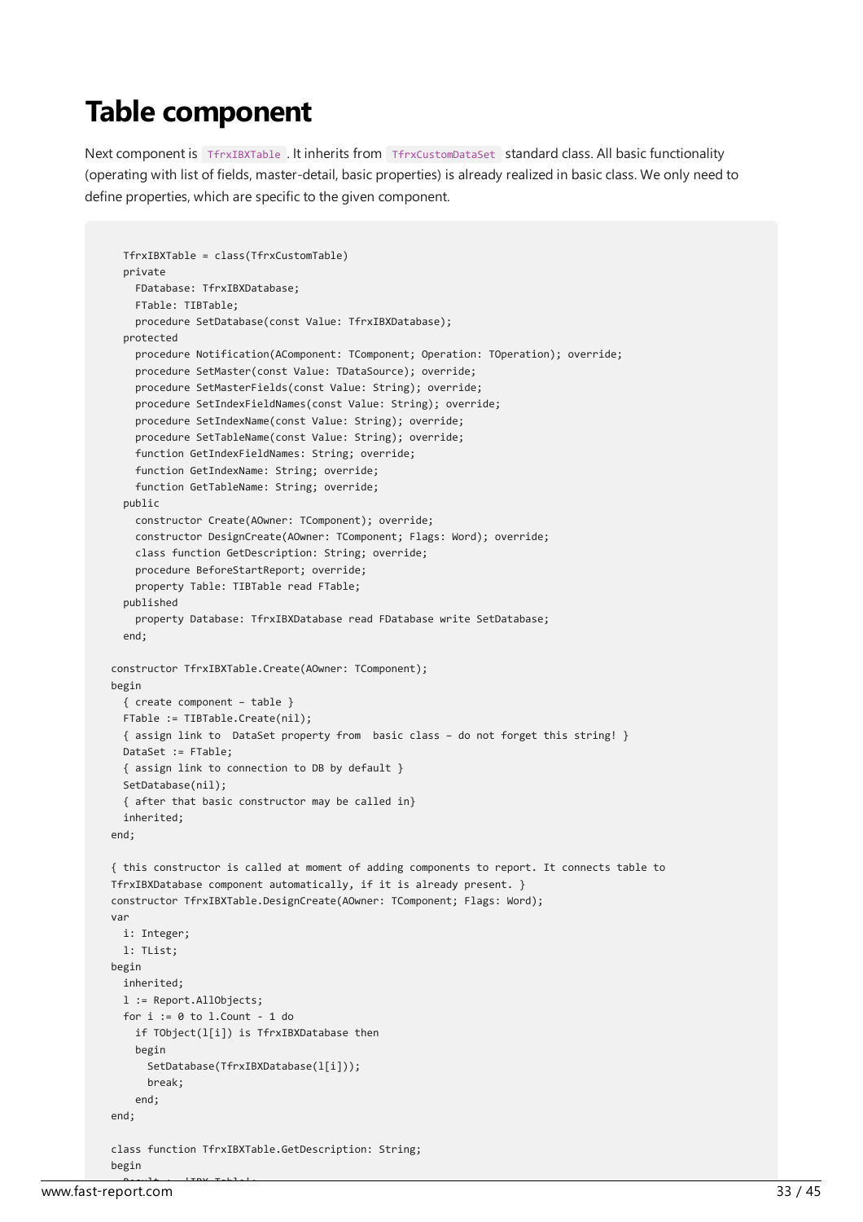# Table component

Next component is `TfrxIBXTable`. It inherits from `TfrxCustomDataSet` standard class. All basic functionality (operating with list of fields, master-detail, basic properties) is already realized in basic class. We only need to define properties, which are specific to the given component.

```
  TfrxIBXTable = class(TfrxCustomTable)
  private
    FDatabase: TfrxIBXDatabase;
    FTable: TIBTable;
    procedure SetDatabase(const Value: TfrxIBXDatabase);
  protected
    procedure Notification(AComponent: TComponent; Operation: TOperation); override;
    procedure SetMaster(const Value: TDataSource); override;
    procedure SetMasterFields(const Value: String); override;
    procedure SetIndexFieldNames(const Value: String); override;
    procedure SetIndexName(const Value: String); override;
    procedure SetTableName(const Value: String); override;
    function GetIndexFieldNames: String; override;
    function GetIndexName: String; override;
    function GetTableName: String; override;
  public
    constructor Create(AOwner: TComponent); override;
    constructor DesignCreate(AOwner: TComponent; Flags: Word); override;
    class function GetDescription: String; override;
    procedure BeforeStartReport; override;
    property Table: TIBTable read FTable;
  published
    property Database: TfrxIBXDatabase read FDatabase write SetDatabase;
  end;

constructor TfrxIBXTable.Create(AOwner: TComponent);
begin
  { create component - table }
  FTable := TIBTable.Create(nil);
  { assign link to  DataSet property from  basic class - do not forget this string! }
  DataSet := FTable;
  { assign link to connection to DB by default }
  SetDatabase(nil);
  { after that basic constructor may be called in}
  inherited;
end;

{ this constructor is called at moment of adding components to report. It connects table to
TfrxIBXDatabase component automatically, if it is already present. }
constructor TfrxIBXTable.DesignCreate(AOwner: TComponent; Flags: Word);
var
  i: Integer;
  l: TList;
begin
  inherited;
  l := Report.AllObjects;
  for i := 0 to l.Count - 1 do
    if TObject(l[i]) is TfrxIBXDatabase then
    begin
      SetDatabase(TfrxIBXDatabase(l[i]));
      break;
    end;
end;

class function TfrxIBXTable.GetDescription: String;
begin
```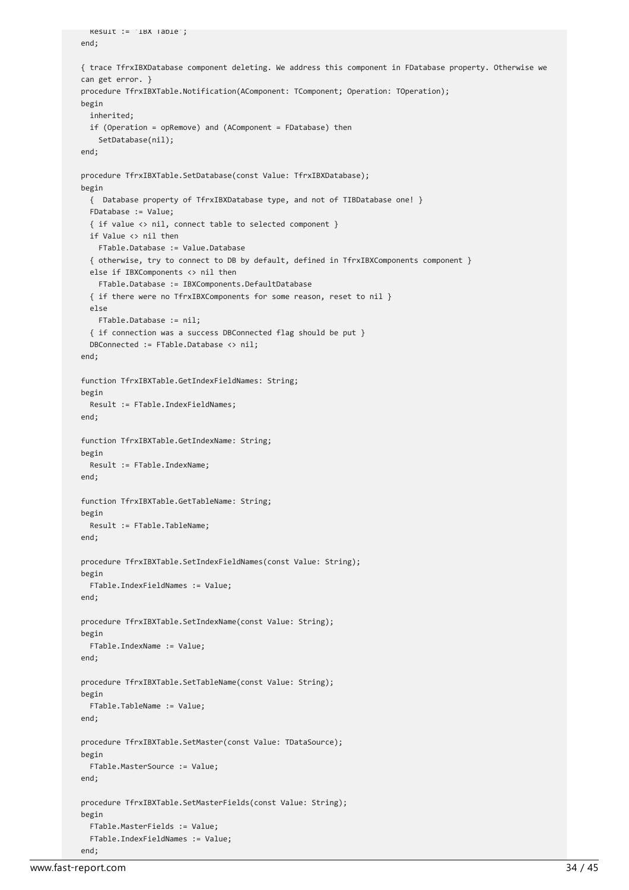```
  Result := 'IBX Table';
end;

{ trace TfrxIBXDatabase component deleting. We address this component in FDatabase property. Otherwise we
can get error. }
procedure TfrxIBXTable.Notification(AComponent: TComponent; Operation: TOperation);
begin
  inherited;
  if (Operation = opRemove) and (AComponent = FDatabase) then
    SetDatabase(nil);
end;

procedure TfrxIBXTable.SetDatabase(const Value: TfrxIBXDatabase);
begin
  {  Database property of TfrxIBXDatabase type, and not of TIBDatabase one! }
  FDatabase := Value;
  { if value <> nil, connect table to selected component }
  if Value <> nil then
    FTable.Database := Value.Database
  { otherwise, try to connect to DB by default, defined in TfrxIBXComponents component }
  else if IBXComponents <> nil then
    FTable.Database := IBXComponents.DefaultDatabase
  { if there were no TfrxIBXComponents for some reason, reset to nil }
  else
    FTable.Database := nil;
  { if connection was a success DBConnected flag should be put }
  DBConnected := FTable.Database <> nil;
end;

function TfrxIBXTable.GetIndexFieldNames: String;
begin
  Result := FTable.IndexFieldNames;
end;

function TfrxIBXTable.GetIndexName: String;
begin
  Result := FTable.IndexName;
end;

function TfrxIBXTable.GetTableName: String;
begin
  Result := FTable.TableName;
end;

procedure TfrxIBXTable.SetIndexFieldNames(const Value: String);
begin
  FTable.IndexFieldNames := Value;
end;

procedure TfrxIBXTable.SetIndexName(const Value: String);
begin
  FTable.IndexName := Value;
end;

procedure TfrxIBXTable.SetTableName(const Value: String);
begin
  FTable.TableName := Value;
end;

procedure TfrxIBXTable.SetMaster(const Value: TDataSource);
begin
  FTable.MasterSource := Value;
end;

procedure TfrxIBXTable.SetMasterFields(const Value: String);
begin
  FTable.MasterFields := Value;
  FTable.IndexFieldNames := Value;
end;
```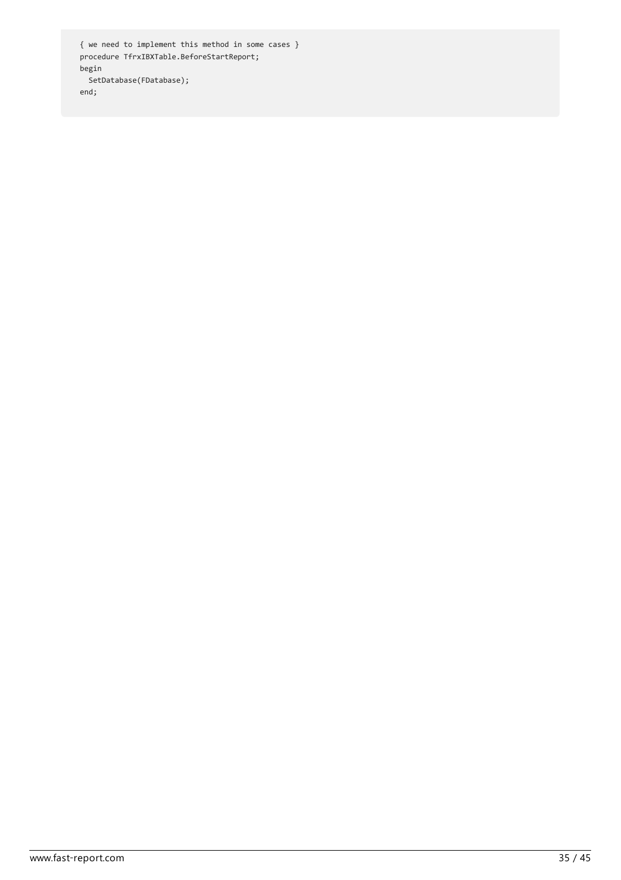```
{ we need to implement this method in some cases }
procedure TfrxIBXTable.BeforeStartReport;
begin
  SetDatabase(FDatabase);
end;
```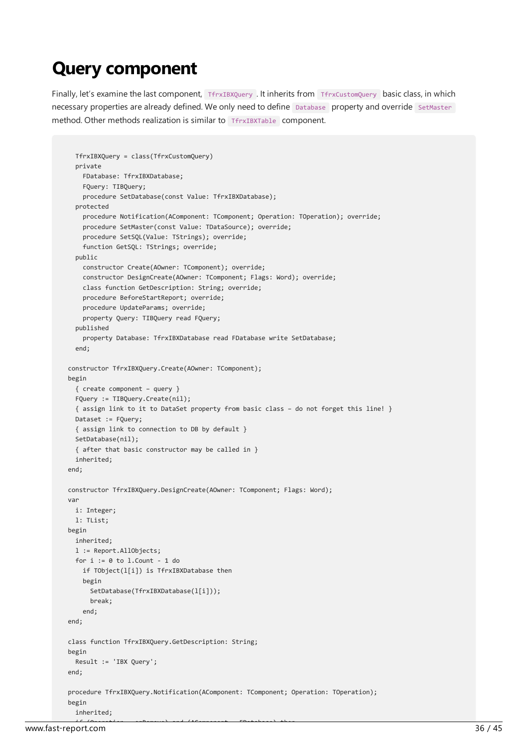# Query component

Finally, let's examine the last component, `TfrxIBXQuery`. It inherits from `TfrxCustomQuery` basic class, in which necessary properties are already defined. We only need to define `Database` property and override `SetMaster` method. Other methods realization is similar to `TfrxIBXTable` component.

```
  TfrxIBXQuery = class(TfrxCustomQuery)
  private
    FDatabase: TfrxIBXDatabase;
    FQuery: TIBQuery;
    procedure SetDatabase(const Value: TfrxIBXDatabase);
  protected
    procedure Notification(AComponent: TComponent; Operation: TOperation); override;
    procedure SetMaster(const Value: TDataSource); override;
    procedure SetSQL(Value: TStrings); override;
    function GetSQL: TStrings; override;
  public
    constructor Create(AOwner: TComponent); override;
    constructor DesignCreate(AOwner: TComponent; Flags: Word); override;
    class function GetDescription: String; override;
    procedure BeforeStartReport; override;
    procedure UpdateParams; override;
    property Query: TIBQuery read FQuery;
  published
    property Database: TfrxIBXDatabase read FDatabase write SetDatabase;
  end;

constructor TfrxIBXQuery.Create(AOwner: TComponent);
begin
  { create component – query }
  FQuery := TIBQuery.Create(nil);
  { assign link to it to DataSet property from basic class – do not forget this line! }
  Dataset := FQuery;
  { assign link to connection to DB by default }
  SetDatabase(nil);
  { after that basic constructor may be called in }
  inherited;
end;

constructor TfrxIBXQuery.DesignCreate(AOwner: TComponent; Flags: Word);
var
  i: Integer;
  l: TList;
begin
  inherited;
  l := Report.AllObjects;
  for i := 0 to l.Count - 1 do
    if TObject(l[i]) is TfrxIBXDatabase then
    begin
      SetDatabase(TfrxIBXDatabase(l[i]));
      break;
    end;
end;

class function TfrxIBXQuery.GetDescription: String;
begin
  Result := 'IBX Query';
end;

procedure TfrxIBXQuery.Notification(AComponent: TComponent; Operation: TOperation);
begin
  inherited;
```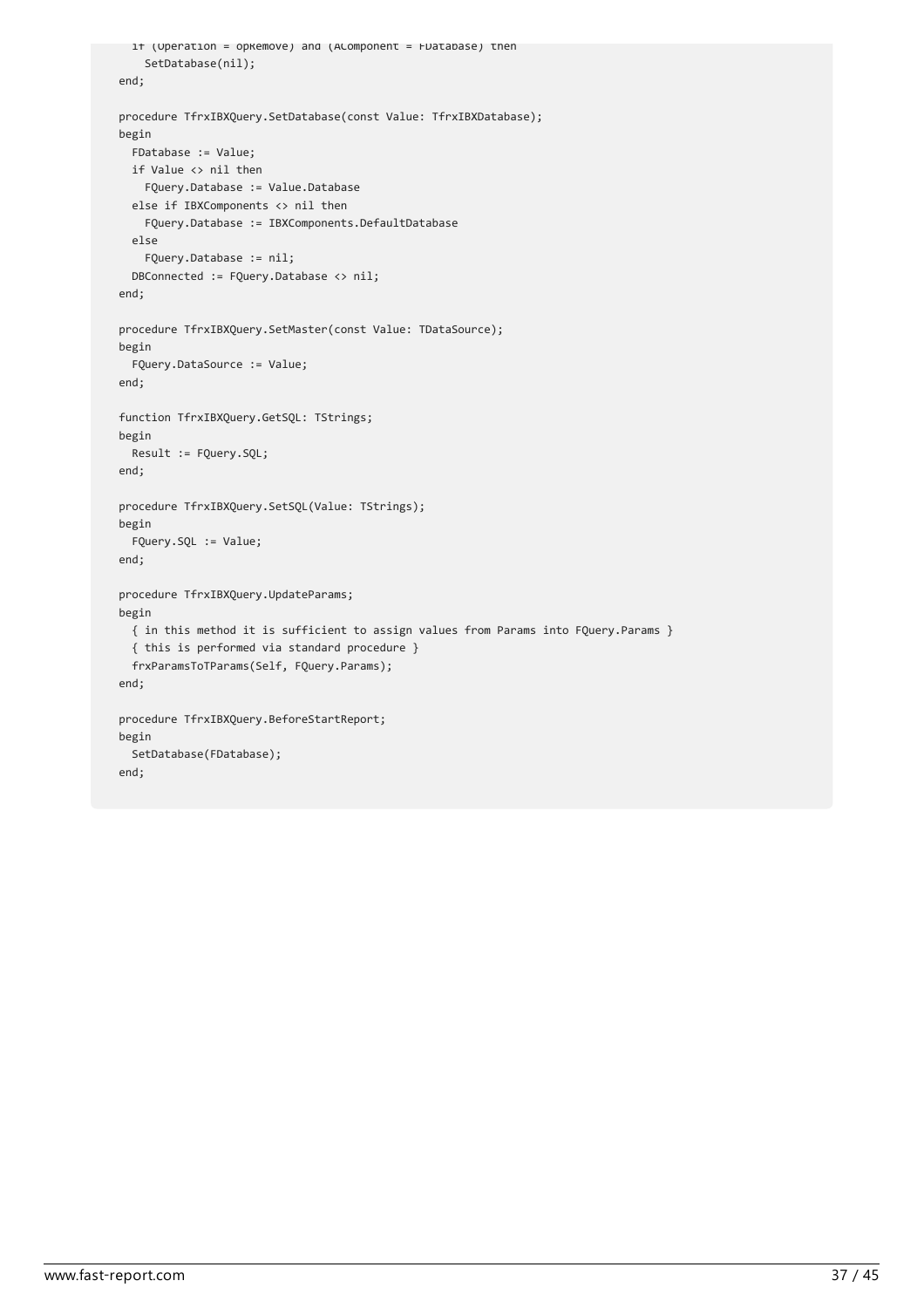```
  if (Operation = opRemove) and (AComponent = FDatabase) then
    SetDatabase(nil);
end;

procedure TfrxIBXQuery.SetDatabase(const Value: TfrxIBXDatabase);
begin
  FDatabase := Value;
  if Value <> nil then
    FQuery.Database := Value.Database
  else if IBXComponents <> nil then
    FQuery.Database := IBXComponents.DefaultDatabase
  else
    FQuery.Database := nil;
  DBConnected := FQuery.Database <> nil;
end;

procedure TfrxIBXQuery.SetMaster(const Value: TDataSource);
begin
  FQuery.DataSource := Value;
end;

function TfrxIBXQuery.GetSQL: TStrings;
begin
  Result := FQuery.SQL;
end;

procedure TfrxIBXQuery.SetSQL(Value: TStrings);
begin
  FQuery.SQL := Value;
end;

procedure TfrxIBXQuery.UpdateParams;
begin
  { in this method it is sufficient to assign values from Params into FQuery.Params }
  { this is performed via standard procedure }
  frxParamsToTParams(Self, FQuery.Params);
end;

procedure TfrxIBXQuery.BeforeStartReport;
begin
  SetDatabase(FDatabase);
end;
```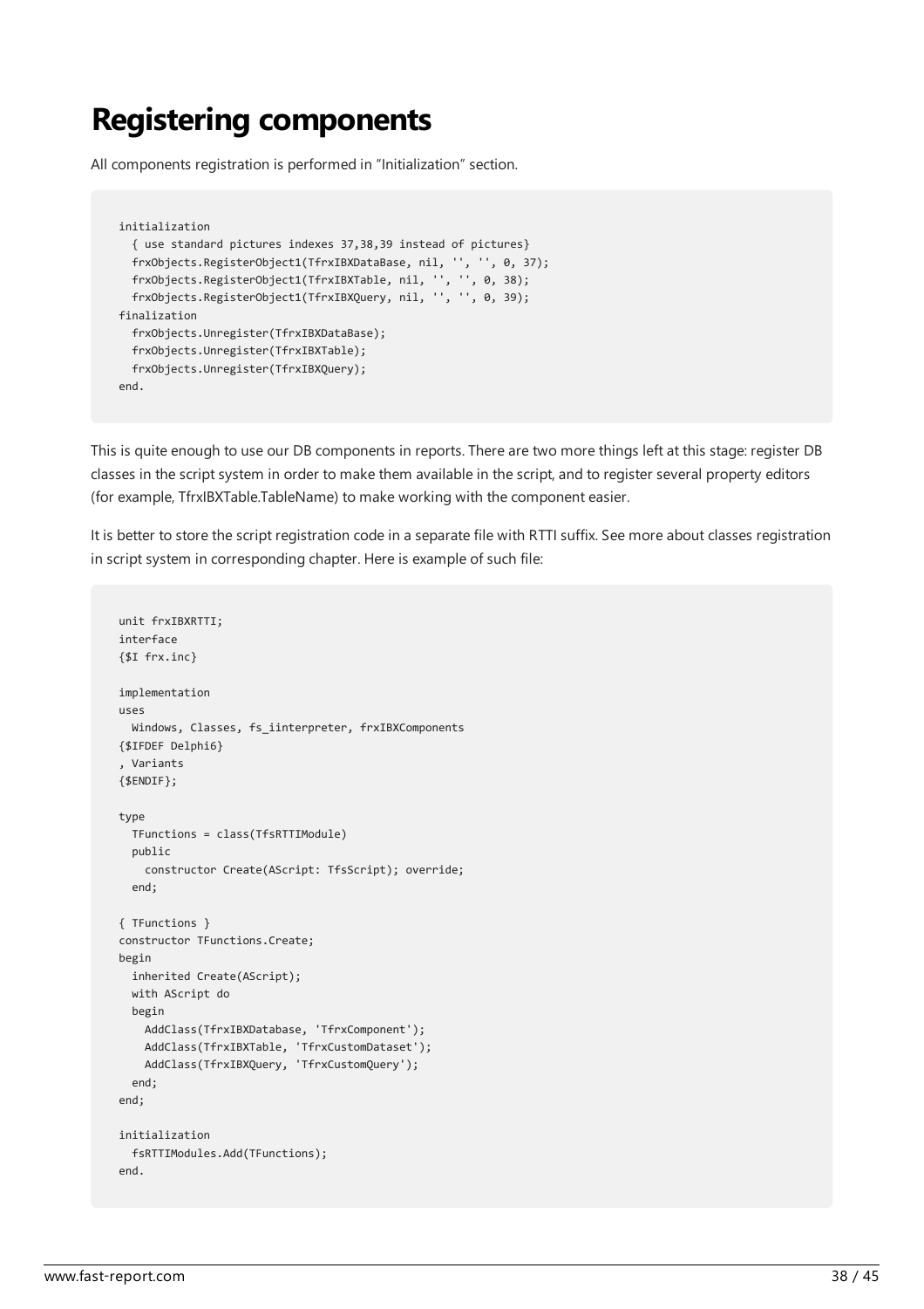# Registering components

All components registration is performed in “Initialization” section.

```
initialization
  { use standard pictures indexes 37,38,39 instead of pictures}
  frxObjects.RegisterObject1(TfrxIBXDataBase, nil, '', '', 0, 37);
  frxObjects.RegisterObject1(TfrxIBXTable, nil, '', '', 0, 38);
  frxObjects.RegisterObject1(TfrxIBXQuery, nil, '', '', 0, 39);
finalization
  frxObjects.Unregister(TfrxIBXDataBase);
  frxObjects.Unregister(TfrxIBXTable);
  frxObjects.Unregister(TfrxIBXQuery);
end.
```

This is quite enough to use our DB components in reports. There are two more things left at this stage: register DB classes in the script system in order to make them available in the script, and to register several property editors (for example, TfrxIBXTable.TableName) to make working with the component easier.

It is better to store the script registration code in a separate file with RTTI suffix. See more about classes registration in script system in corresponding chapter. Here is example of such file:

```
unit frxIBXRTTI;
interface
{$I frx.inc}

implementation
uses
  Windows, Classes, fs_iinterpreter, frxIBXComponents
{$IFDEF Delphi6}
, Variants
{$ENDIF};

type
  TFunctions = class(TfsRTTIModule)
  public
    constructor Create(AScript: TfsScript); override;
  end;

{ TFunctions }
constructor TFunctions.Create;
begin
  inherited Create(AScript);
  with AScript do
  begin
    AddClass(TfrxIBXDatabase, 'TfrxComponent');
    AddClass(TfrxIBXTable, 'TfrxCustomDataset');
    AddClass(TfrxIBXQuery, 'TfrxCustomQuery');
  end;
end;

initialization
  fsRTTIModules.Add(TFunctions);
end.
```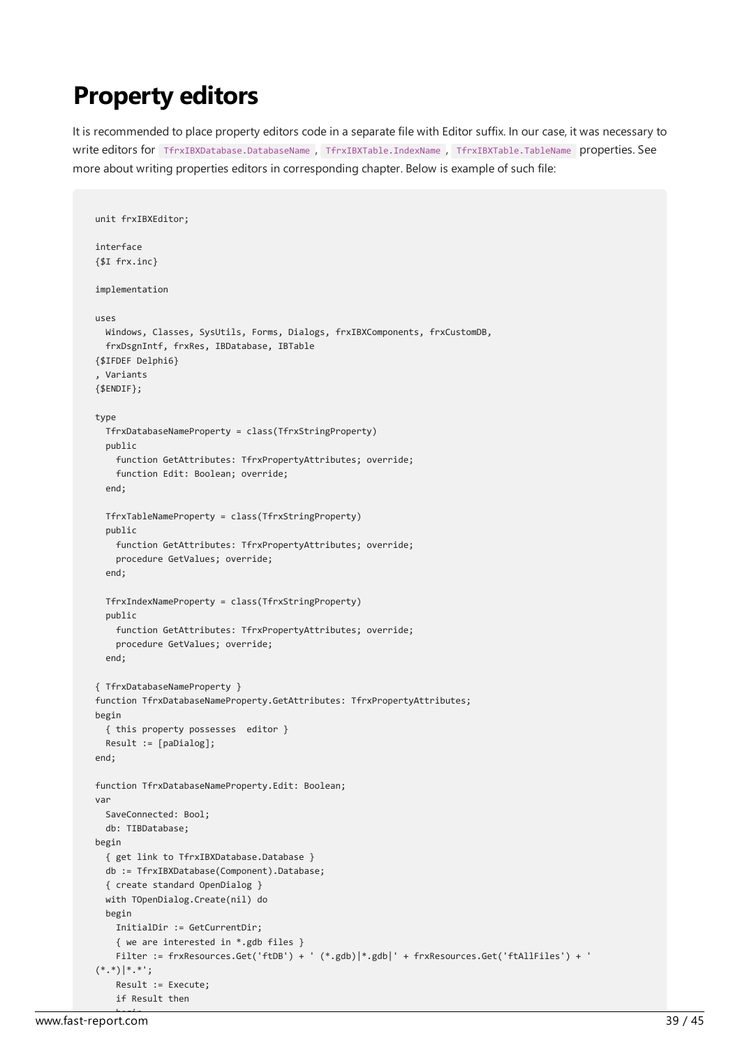# Property editors

It is recommended to place property editors code in a separate file with Editor suffix. In our case, it was necessary to write editors for `TfrxIBXDatabase.DatabaseName`, `TfrxIBXTable.IndexName`, `TfrxIBXTable.TableName` properties. See more about writing properties editors in corresponding chapter. Below is example of such file:

```
unit frxIBXEditor;

interface
{$I frx.inc}

implementation

uses
  Windows, Classes, SysUtils, Forms, Dialogs, frxIBXComponents, frxCustomDB,
  frxDsgnIntf, frxRes, IBDatabase, IBTable
{$IFDEF Delphi6}
, Variants
{$ENDIF};

type
  TfrxDatabaseNameProperty = class(TfrxStringProperty)
  public
    function GetAttributes: TfrxPropertyAttributes; override;
    function Edit: Boolean; override;
  end;

  TfrxTableNameProperty = class(TfrxStringProperty)
  public
    function GetAttributes: TfrxPropertyAttributes; override;
    procedure GetValues; override;
  end;

  TfrxIndexNameProperty = class(TfrxStringProperty)
  public
    function GetAttributes: TfrxPropertyAttributes; override;
    procedure GetValues; override;
  end;

{ TfrxDatabaseNameProperty }
function TfrxDatabaseNameProperty.GetAttributes: TfrxPropertyAttributes;
begin
  { this property possesses  editor }
  Result := [paDialog];
end;

function TfrxDatabaseNameProperty.Edit: Boolean;
var
  SaveConnected: Bool;
  db: TIBDatabase;
begin
  { get link to TfrxIBXDatabase.Database }
  db := TfrxIBXDatabase(Component).Database;
  { create standard OpenDialog }
  with TOpenDialog.Create(nil) do
  begin
    InitialDir := GetCurrentDir;
    { we are interested in *.gdb files }
    Filter := frxResources.Get('ftDB') + ' (*.gdb)|*.gdb|' + frxResources.Get('ftAllFiles') + '
(*.*)|*.*';
    Result := Execute;
    if Result then
```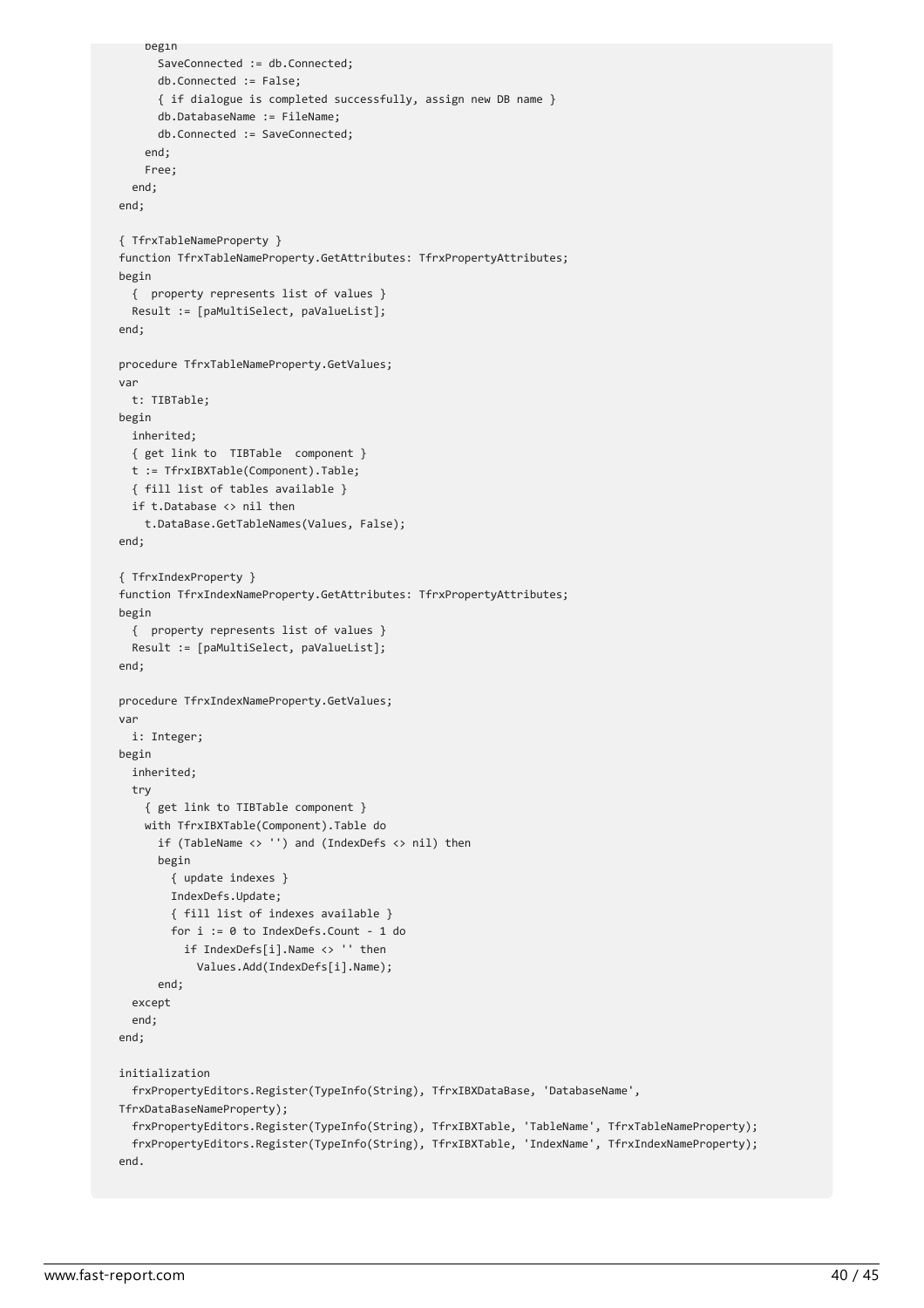```
    begin
      SaveConnected := db.Connected;
      db.Connected := False;
      { if dialogue is completed successfully, assign new DB name }
      db.DatabaseName := FileName;
      db.Connected := SaveConnected;
    end;
    Free;
  end;
end;

{ TfrxTableNameProperty }
function TfrxTableNameProperty.GetAttributes: TfrxPropertyAttributes;
begin
  {  property represents list of values }
  Result := [paMultiSelect, paValueList];
end;

procedure TfrxTableNameProperty.GetValues;
var
  t: TIBTable;
begin
  inherited;
  { get link to  TIBTable  component }
  t := TfrxIBXTable(Component).Table;
  { fill list of tables available }
  if t.Database <> nil then
    t.DataBase.GetTableNames(Values, False);
end;

{ TfrxIndexProperty }
function TfrxIndexNameProperty.GetAttributes: TfrxPropertyAttributes;
begin
  {  property represents list of values }
  Result := [paMultiSelect, paValueList];
end;

procedure TfrxIndexNameProperty.GetValues;
var
  i: Integer;
begin
  inherited;
  try
    { get link to TIBTable component }
    with TfrxIBXTable(Component).Table do
      if (TableName <> '') and (IndexDefs <> nil) then
      begin
        { update indexes }
        IndexDefs.Update;
        { fill list of indexes available }
        for i := 0 to IndexDefs.Count - 1 do
          if IndexDefs[i].Name <> '' then
            Values.Add(IndexDefs[i].Name);
      end;
  except
  end;
end;

initialization
  frxPropertyEditors.Register(TypeInfo(String), TfrxIBXDataBase, 'DatabaseName',
TfrxDataBaseNameProperty);
  frxPropertyEditors.Register(TypeInfo(String), TfrxIBXTable, 'TableName', TfrxTableNameProperty);
  frxPropertyEditors.Register(TypeInfo(String), TfrxIBXTable, 'IndexName', TfrxIndexNameProperty);
end.
```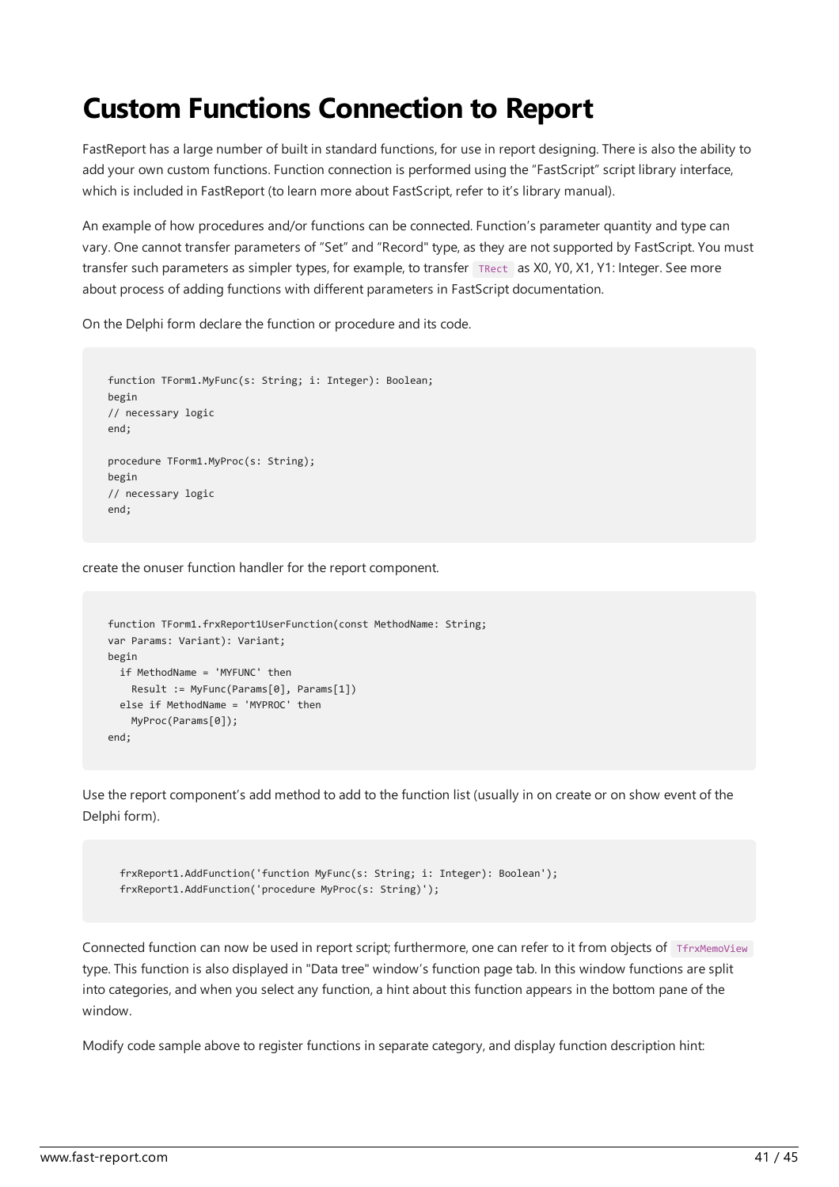# Custom Functions Connection to Report

FastReport has a large number of built in standard functions, for use in report designing. There is also the ability to add your own custom functions. Function connection is performed using the "FastScript" script library interface, which is included in FastReport (to learn more about FastScript, refer to it's library manual).

An example of how procedures and/or functions can be connected. Function's parameter quantity and type can vary. One cannot transfer parameters of "Set" and "Record" type, as they are not supported by FastScript. You must transfer such parameters as simpler types, for example, to transfer `TRect` as X0, Y0, X1, Y1: Integer. See more about process of adding functions with different parameters in FastScript documentation.

On the Delphi form declare the function or procedure and its code.

```
function TForm1.MyFunc(s: String; i: Integer): Boolean;
begin
// necessary logic
end;

procedure TForm1.MyProc(s: String);
begin
// necessary logic
end;
```

create the onuser function handler for the report component.

```
function TForm1.frxReport1UserFunction(const MethodName: String;
var Params: Variant): Variant;
begin
  if MethodName = 'MYFUNC' then
    Result := MyFunc(Params[0], Params[1])
  else if MethodName = 'MYPROC' then
    MyProc(Params[0]);
end;
```

Use the report component's add method to add to the function list (usually in on create or on show event of the Delphi form).

```
  frxReport1.AddFunction('function MyFunc(s: String; i: Integer): Boolean');
  frxReport1.AddFunction('procedure MyProc(s: String)');
```

Connected function can now be used in report script; furthermore, one can refer to it from objects of `TfrxMemoView` type. This function is also displayed in "Data tree" window's function page tab. In this window functions are split into categories, and when you select any function, a hint about this function appears in the bottom pane of the window.

Modify code sample above to register functions in separate category, and display function description hint: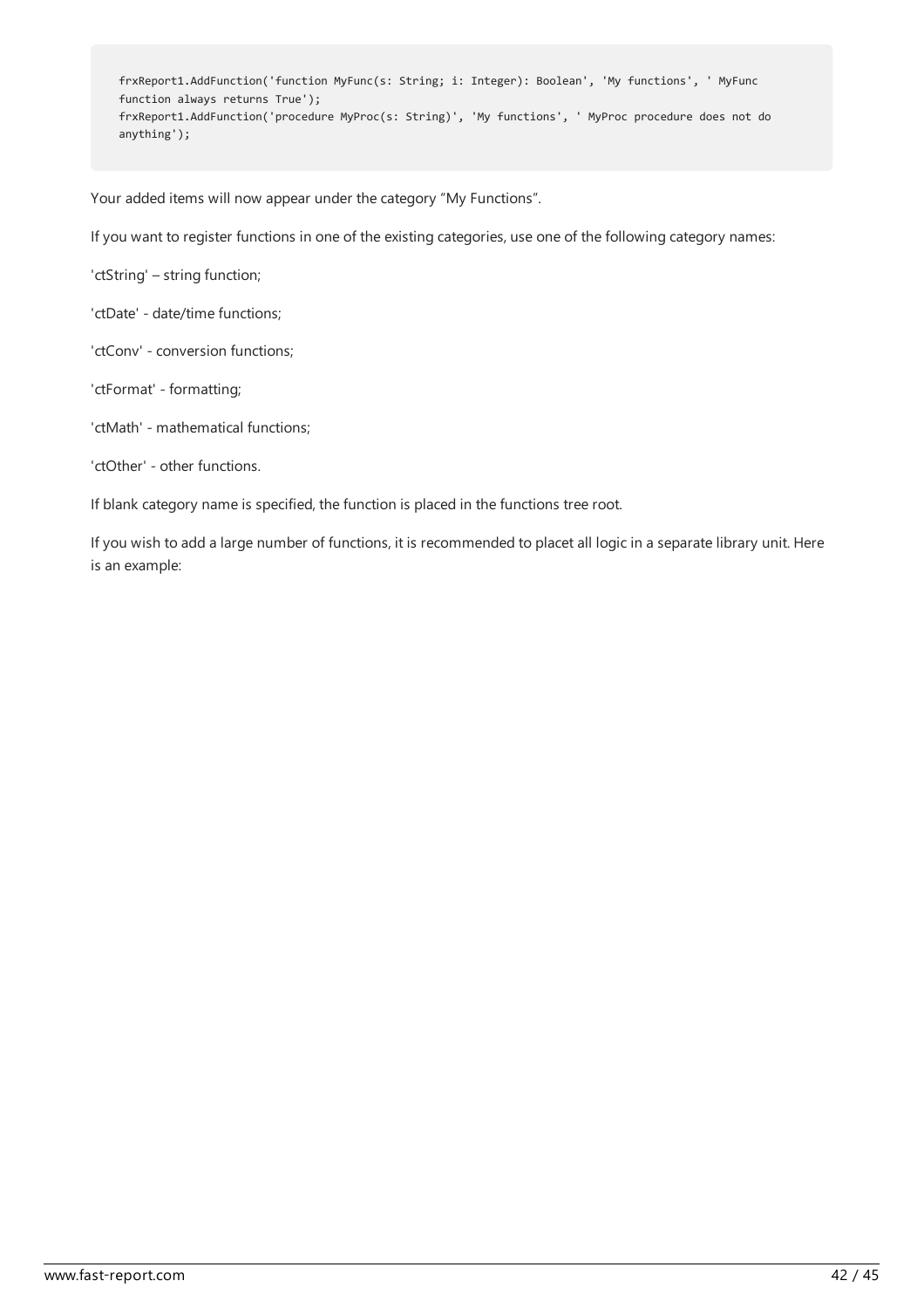```
frxReport1.AddFunction('function MyFunc(s: String; i: Integer): Boolean', 'My functions', ' MyFunc
function always returns True');
frxReport1.AddFunction('procedure MyProc(s: String)', 'My functions', ' MyProc procedure does not do
anything');
```

Your added items will now appear under the category “My Functions”.

If you want to register functions in one of the existing categories, use one of the following category names:

'ctString' – string function;

'ctDate' - date/time functions;

'ctConv' - conversion functions;

'ctFormat' - formatting;

'ctMath' - mathematical functions;

'ctOther' - other functions.

If blank category name is specified, the function is placed in the functions tree root.

If you wish to add a large number of functions, it is recommended to placet all logic in a separate library unit. Here is an example: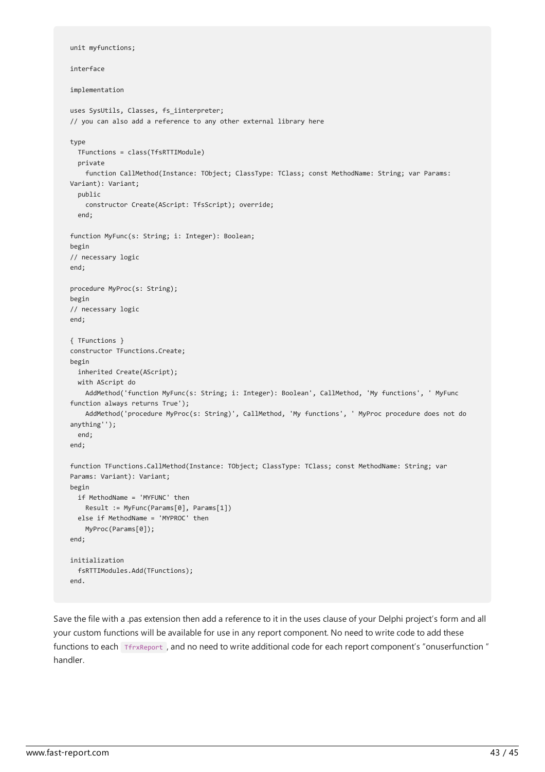```
unit myfunctions;

interface

implementation

uses SysUtils, Classes, fs_iinterpreter;
// you can also add a reference to any other external library here

type
  TFunctions = class(TfsRTTIModule)
  private
    function CallMethod(Instance: TObject; ClassType: TClass; const MethodName: String; var Params:
Variant): Variant;
  public
    constructor Create(AScript: TfsScript); override;
  end;

function MyFunc(s: String; i: Integer): Boolean;
begin
// necessary logic
end;

procedure MyProc(s: String);
begin
// necessary logic
end;

{ TFunctions }
constructor TFunctions.Create;
begin
  inherited Create(AScript);
  with AScript do
    AddMethod('function MyFunc(s: String; i: Integer): Boolean', CallMethod, 'My functions', ' MyFunc
function always returns True');
    AddMethod('procedure MyProc(s: String)', CallMethod, 'My functions', ' MyProc procedure does not do
anything'');
  end;
end;

function TFunctions.CallMethod(Instance: TObject; ClassType: TClass; const MethodName: String; var
Params: Variant): Variant;
begin
  if MethodName = 'MYFUNC' then
    Result := MyFunc(Params[0], Params[1])
  else if MethodName = 'MYPROC' then
    MyProc(Params[0]);
end;

initialization
  fsRTTIModules.Add(TFunctions);
end.
```

Save the file with a .pas extension then add a reference to it in the uses clause of your Delphi project's form and all your custom functions will be available for use in any report component. No need to write code to add these functions to each `TfrxReport`, and no need to write additional code for each report component's "onuserfunction " handler.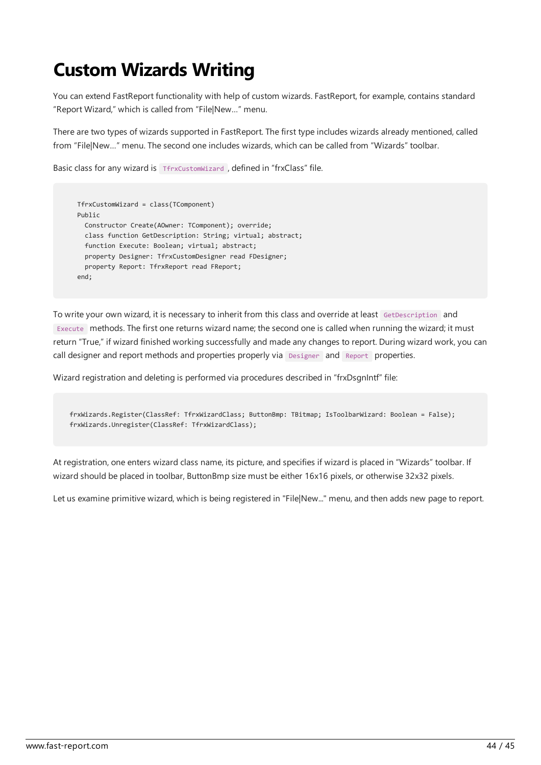# Custom Wizards Writing

You can extend FastReport functionality with help of custom wizards. FastReport, for example, contains standard “Report Wizard,” which is called from “File|New…” menu.

There are two types of wizards supported in FastReport. The first type includes wizards already mentioned, called from “File|New…” menu. The second one includes wizards, which can be called from “Wizards” toolbar.

Basic class for any wizard is `TfrxCustomWizard`, defined in “frxClass” file.

```
TfrxCustomWizard = class(TComponent)
Public
  Constructor Create(AOwner: TComponent); override;
  class function GetDescription: String; virtual; abstract;
  function Execute: Boolean; virtual; abstract;
  property Designer: TfrxCustomDesigner read FDesigner;
  property Report: TfrxReport read FReport;
end;
```

To write your own wizard, it is necessary to inherit from this class and override at least `GetDescription` and `Execute` methods. The first one returns wizard name; the second one is called when running the wizard; it must return “True,” if wizard finished working successfully and made any changes to report. During wizard work, you can call designer and report methods and properties properly via `Designer` and `Report` properties.

Wizard registration and deleting is performed via procedures described in “frxDsgnIntf” file:

```
frxWizards.Register(ClassRef: TfrxWizardClass; ButtonBmp: TBitmap; IsToolbarWizard: Boolean = False);
frxWizards.Unregister(ClassRef: TfrxWizardClass);
```

At registration, one enters wizard class name, its picture, and specifies if wizard is placed in “Wizards” toolbar. If wizard should be placed in toolbar, ButtonBmp size must be either 16x16 pixels, or otherwise 32x32 pixels.

Let us examine primitive wizard, which is being registered in "File|New..." menu, and then adds new page to report.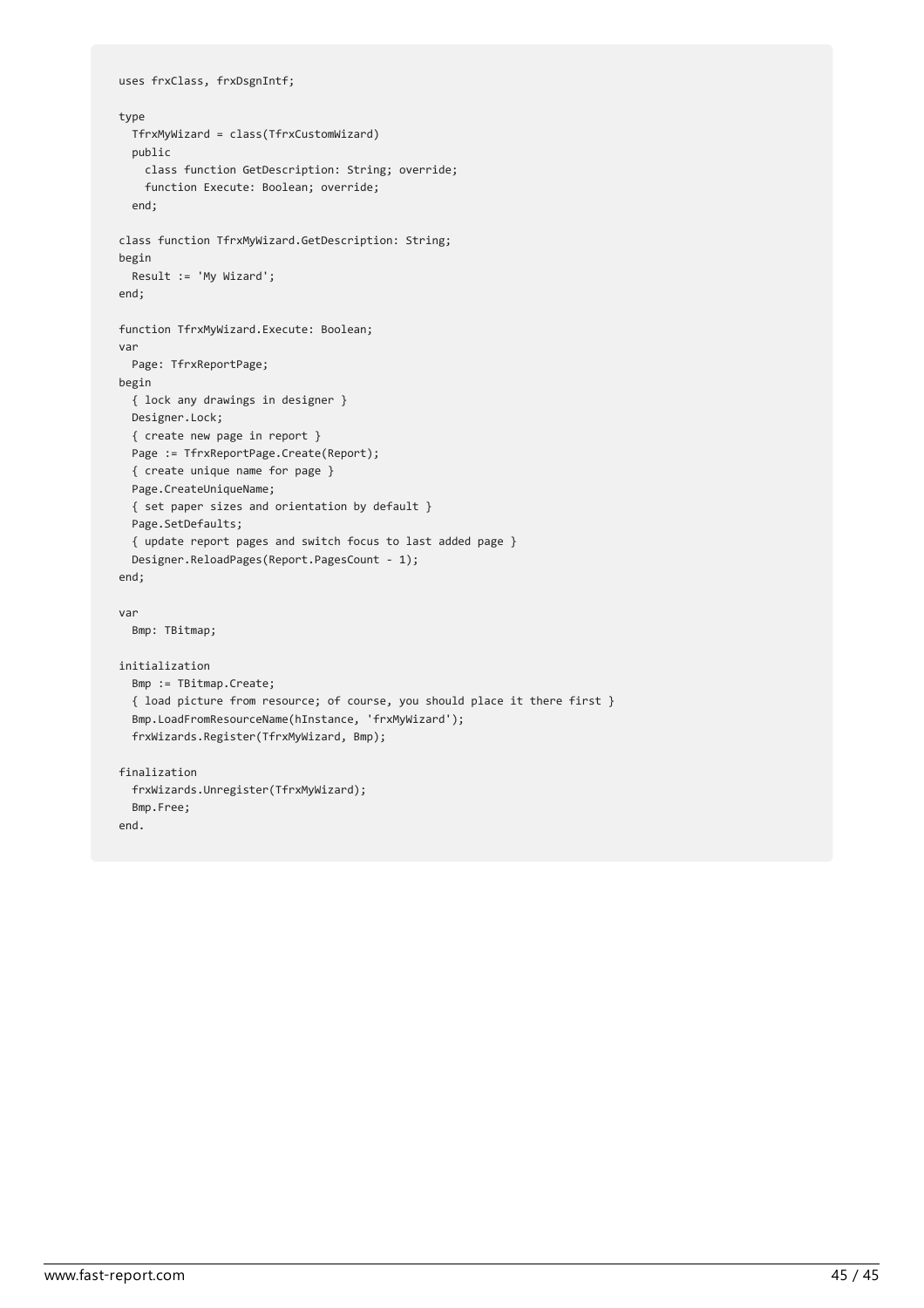```
uses frxClass, frxDsgnIntf;

type
  TfrxMyWizard = class(TfrxCustomWizard)
  public
    class function GetDescription: String; override;
    function Execute: Boolean; override;
  end;

class function TfrxMyWizard.GetDescription: String;
begin
  Result := 'My Wizard';
end;

function TfrxMyWizard.Execute: Boolean;
var
  Page: TfrxReportPage;
begin
  { lock any drawings in designer }
  Designer.Lock;
  { create new page in report }
  Page := TfrxReportPage.Create(Report);
  { create unique name for page }
  Page.CreateUniqueName;
  { set paper sizes and orientation by default }
  Page.SetDefaults;
  { update report pages and switch focus to last added page }
  Designer.ReloadPages(Report.PagesCount - 1);
end;

var
  Bmp: TBitmap;

initialization
  Bmp := TBitmap.Create;
  { load picture from resource; of course, you should place it there first }
  Bmp.LoadFromResourceName(hInstance, 'frxMyWizard');
  frxWizards.Register(TfrxMyWizard, Bmp);

finalization
  frxWizards.Unregister(TfrxMyWizard);
  Bmp.Free;
end.
```